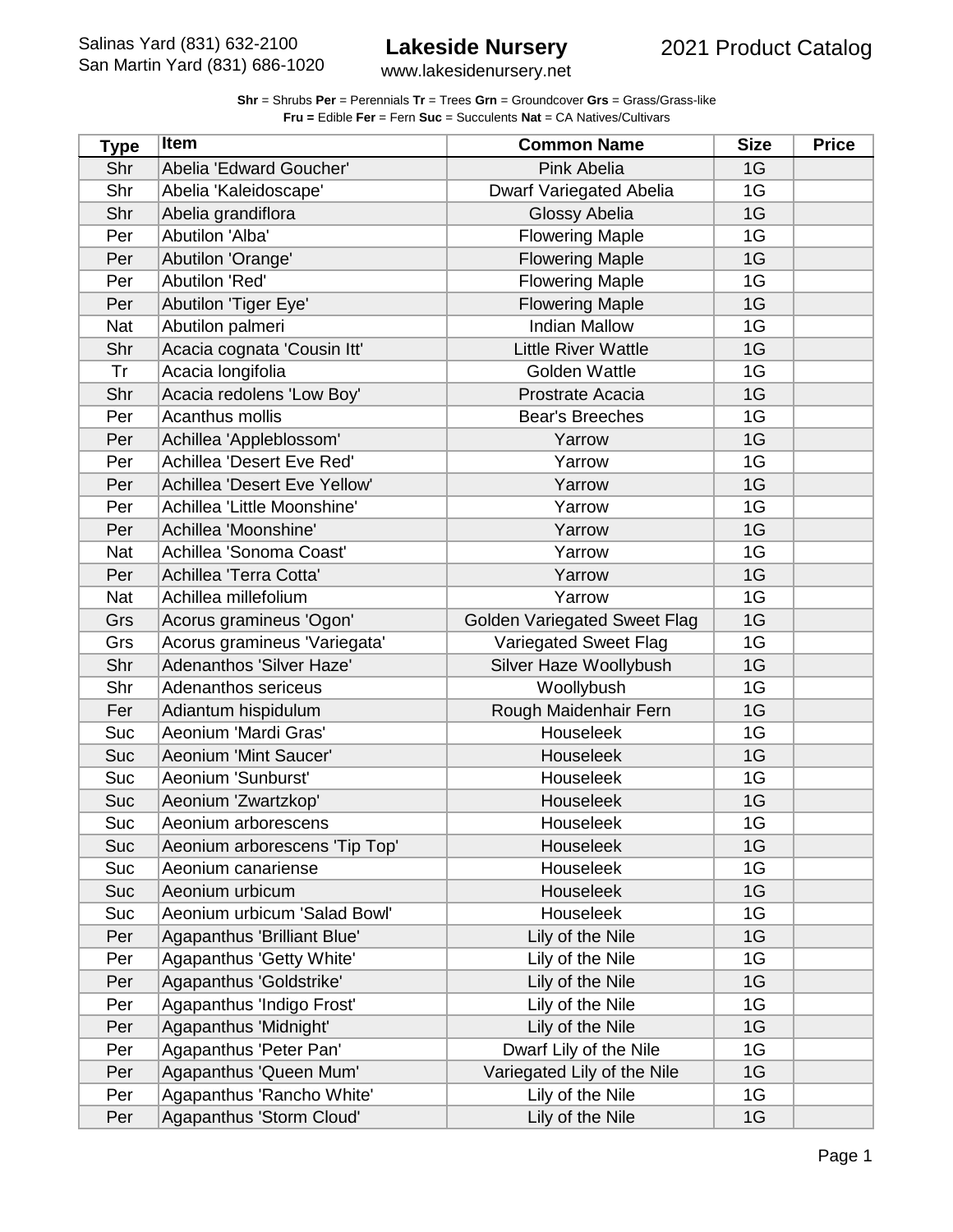Salinas Yard (831) 632-2100
San Martin Yard (831) 686-1020

# Lakeside Nursery

www.lakesidenursery.net

2021 Product Catalog

**Shr** = Shrubs **Per** = Perennials **Tr** = Trees **Grn** = Groundcover **Grs** = Grass/Grass-like
**Fru =** Edible **Fer** = Fern **Suc** = Succulents **Nat** = CA Natives/Cultivars

| Type | Item | Common Name | Size | Price |
|---|---|---|---|---|
| Shr | Abelia 'Edward Goucher' | Pink Abelia | 1G | |
| Shr | Abelia 'Kaleidoscape' | Dwarf Variegated Abelia | 1G | |
| Shr | Abelia grandiflora | Glossy Abelia | 1G | |
| Per | Abutilon 'Alba' | Flowering Maple | 1G | |
| Per | Abutilon 'Orange' | Flowering Maple | 1G | |
| Per | Abutilon 'Red' | Flowering Maple | 1G | |
| Per | Abutilon 'Tiger Eye' | Flowering Maple | 1G | |
| Nat | Abutilon palmeri | Indian Mallow | 1G | |
| Shr | Acacia cognata 'Cousin Itt' | Little River Wattle | 1G | |
| Tr | Acacia longifolia | Golden Wattle | 1G | |
| Shr | Acacia redolens 'Low Boy' | Prostrate Acacia | 1G | |
| Per | Acanthus mollis | Bear's Breeches | 1G | |
| Per | Achillea 'Appleblossom' | Yarrow | 1G | |
| Per | Achillea 'Desert Eve Red' | Yarrow | 1G | |
| Per | Achillea 'Desert Eve Yellow' | Yarrow | 1G | |
| Per | Achillea 'Little Moonshine' | Yarrow | 1G | |
| Per | Achillea 'Moonshine' | Yarrow | 1G | |
| Nat | Achillea 'Sonoma Coast' | Yarrow | 1G | |
| Per | Achillea 'Terra Cotta' | Yarrow | 1G | |
| Nat | Achillea millefolium | Yarrow | 1G | |
| Grs | Acorus gramineus 'Ogon' | Golden Variegated Sweet Flag | 1G | |
| Grs | Acorus gramineus 'Variegata' | Variegated Sweet Flag | 1G | |
| Shr | Adenanthos 'Silver Haze' | Silver Haze Woollybush | 1G | |
| Shr | Adenanthos sericeus | Woollybush | 1G | |
| Fer | Adiantum hispidulum | Rough Maidenhair Fern | 1G | |
| Suc | Aeonium 'Mardi Gras' | Houseleek | 1G | |
| Suc | Aeonium 'Mint Saucer' | Houseleek | 1G | |
| Suc | Aeonium 'Sunburst' | Houseleek | 1G | |
| Suc | Aeonium 'Zwartzkop' | Houseleek | 1G | |
| Suc | Aeonium arborescens | Houseleek | 1G | |
| Suc | Aeonium arborescens 'Tip Top' | Houseleek | 1G | |
| Suc | Aeonium canariense | Houseleek | 1G | |
| Suc | Aeonium urbicum | Houseleek | 1G | |
| Suc | Aeonium urbicum 'Salad Bowl' | Houseleek | 1G | |
| Per | Agapanthus 'Brilliant Blue' | Lily of the Nile | 1G | |
| Per | Agapanthus 'Getty White' | Lily of the Nile | 1G | |
| Per | Agapanthus 'Goldstrike' | Lily of the Nile | 1G | |
| Per | Agapanthus 'Indigo Frost' | Lily of the Nile | 1G | |
| Per | Agapanthus 'Midnight' | Lily of the Nile | 1G | |
| Per | Agapanthus 'Peter Pan' | Dwarf Lily of the Nile | 1G | |
| Per | Agapanthus 'Queen Mum' | Variegated Lily of the Nile | 1G | |
| Per | Agapanthus 'Rancho White' | Lily of the Nile | 1G | |
| Per | Agapanthus 'Storm Cloud' | Lily of the Nile | 1G | |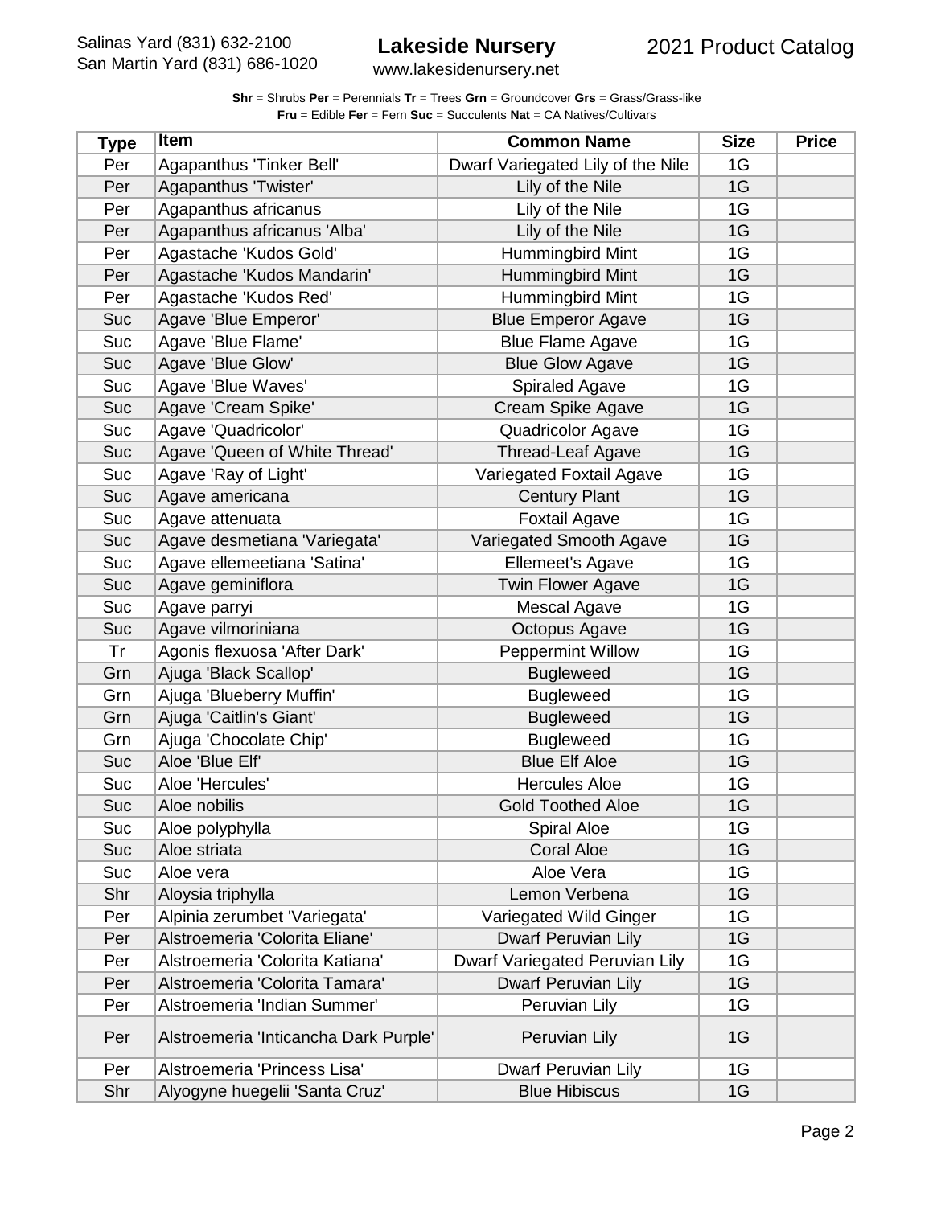**Shr** = Shrubs **Per** = Perennials **Tr** = Trees **Grn** = Groundcover **Grs** = Grass/Grass-like
**Fru =** Edible **Fer** = Fern **Suc** = Succulents **Nat** = CA Natives/Cultivars

| Type | Item | Common Name | Size | Price |
|---|---|---|---|---|
| Per | Agapanthus 'Tinker Bell' | Dwarf Variegated Lily of the Nile | 1G | |
| Per | Agapanthus 'Twister' | Lily of the Nile | 1G | |
| Per | Agapanthus africanus | Lily of the Nile | 1G | |
| Per | Agapanthus africanus 'Alba' | Lily of the Nile | 1G | |
| Per | Agastache 'Kudos Gold' | Hummingbird Mint | 1G | |
| Per | Agastache 'Kudos Mandarin' | Hummingbird Mint | 1G | |
| Per | Agastache 'Kudos Red' | Hummingbird Mint | 1G | |
| Suc | Agave 'Blue Emperor' | Blue Emperor Agave | 1G | |
| Suc | Agave 'Blue Flame' | Blue Flame Agave | 1G | |
| Suc | Agave 'Blue Glow' | Blue Glow Agave | 1G | |
| Suc | Agave 'Blue Waves' | Spiraled Agave | 1G | |
| Suc | Agave 'Cream Spike' | Cream Spike Agave | 1G | |
| Suc | Agave 'Quadricolor' | Quadricolor Agave | 1G | |
| Suc | Agave 'Queen of White Thread' | Thread-Leaf Agave | 1G | |
| Suc | Agave 'Ray of Light' | Variegated Foxtail Agave | 1G | |
| Suc | Agave americana | Century Plant | 1G | |
| Suc | Agave attenuata | Foxtail Agave | 1G | |
| Suc | Agave desmetiana 'Variegata' | Variegated Smooth Agave | 1G | |
| Suc | Agave ellemeetiana 'Satina' | Ellemeet's Agave | 1G | |
| Suc | Agave geminiflora | Twin Flower Agave | 1G | |
| Suc | Agave parryi | Mescal Agave | 1G | |
| Suc | Agave vilmoriniana | Octopus Agave | 1G | |
| Tr | Agonis flexuosa 'After Dark' | Peppermint Willow | 1G | |
| Grn | Ajuga 'Black Scallop' | Bugleweed | 1G | |
| Grn | Ajuga 'Blueberry Muffin' | Bugleweed | 1G | |
| Grn | Ajuga 'Caitlin's Giant' | Bugleweed | 1G | |
| Grn | Ajuga 'Chocolate Chip' | Bugleweed | 1G | |
| Suc | Aloe 'Blue Elf' | Blue Elf Aloe | 1G | |
| Suc | Aloe 'Hercules' | Hercules Aloe | 1G | |
| Suc | Aloe nobilis | Gold Toothed Aloe | 1G | |
| Suc | Aloe polyphylla | Spiral Aloe | 1G | |
| Suc | Aloe striata | Coral Aloe | 1G | |
| Suc | Aloe vera | Aloe Vera | 1G | |
| Shr | Aloysia triphylla | Lemon Verbena | 1G | |
| Per | Alpinia zerumbet 'Variegata' | Variegated Wild Ginger | 1G | |
| Per | Alstroemeria 'Colorita Eliane' | Dwarf Peruvian Lily | 1G | |
| Per | Alstroemeria 'Colorita Katiana' | Dwarf Variegated Peruvian Lily | 1G | |
| Per | Alstroemeria 'Colorita Tamara' | Dwarf Peruvian Lily | 1G | |
| Per | Alstroemeria 'Indian Summer' | Peruvian Lily | 1G | |
| Per | Alstroemeria 'Inticancha Dark Purple' | Peruvian Lily | 1G | |
| Per | Alstroemeria 'Princess Lisa' | Dwarf Peruvian Lily | 1G | |
| Shr | Alyogyne huegelii 'Santa Cruz' | Blue Hibiscus | 1G | |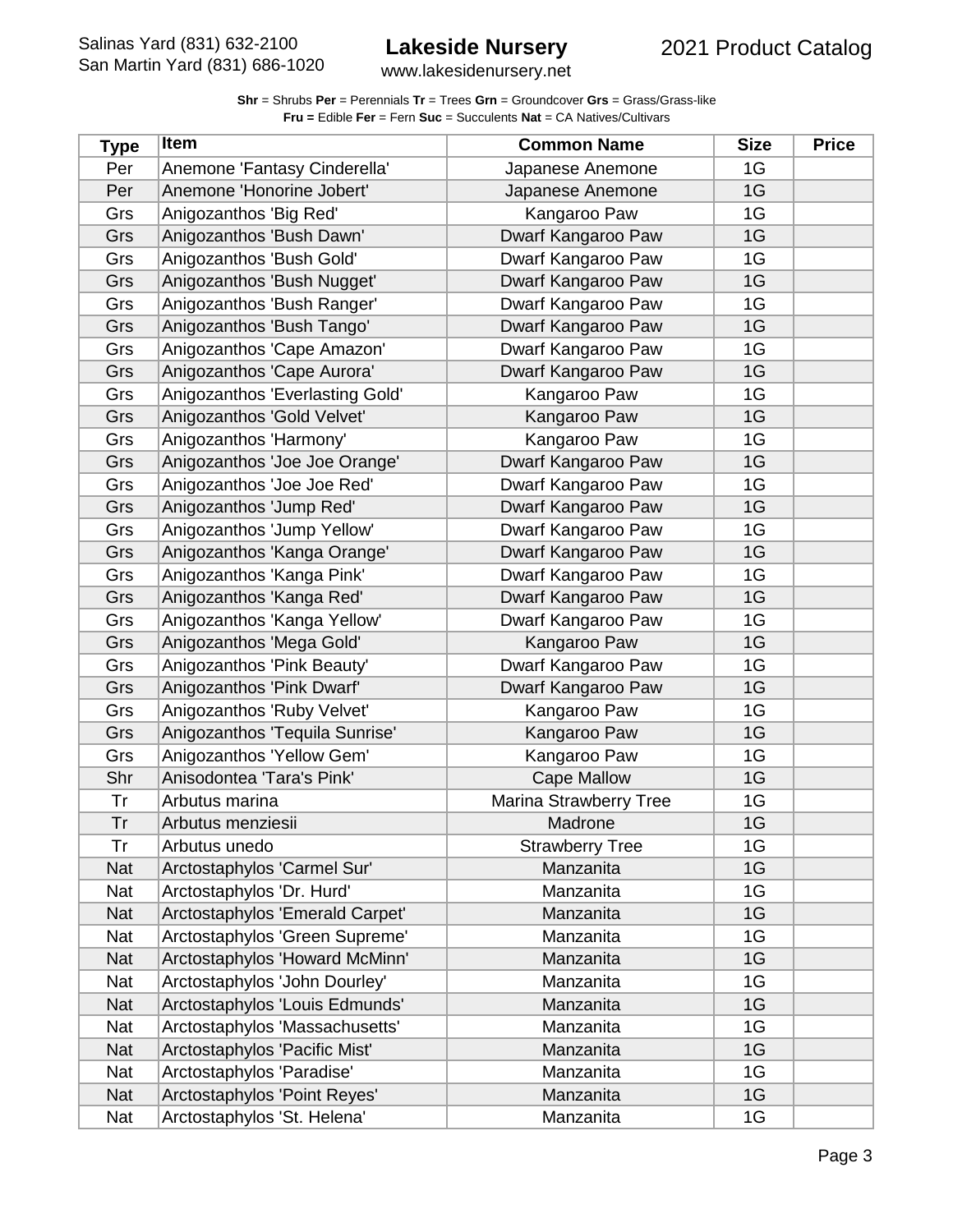**Shr** = Shrubs **Per** = Perennials **Tr** = Trees **Grn** = Groundcover **Grs** = Grass/Grass-like
**Fru =** Edible **Fer** = Fern **Suc** = Succulents **Nat** = CA Natives/Cultivars

| Type | Item | Common Name | Size | Price |
|---|---|---|---|---|
| Per | Anemone 'Fantasy Cinderella' | Japanese Anemone | 1G | |
| Per | Anemone 'Honorine Jobert' | Japanese Anemone | 1G | |
| Grs | Anigozanthos 'Big Red' | Kangaroo Paw | 1G | |
| Grs | Anigozanthos 'Bush Dawn' | Dwarf Kangaroo Paw | 1G | |
| Grs | Anigozanthos 'Bush Gold' | Dwarf Kangaroo Paw | 1G | |
| Grs | Anigozanthos 'Bush Nugget' | Dwarf Kangaroo Paw | 1G | |
| Grs | Anigozanthos 'Bush Ranger' | Dwarf Kangaroo Paw | 1G | |
| Grs | Anigozanthos 'Bush Tango' | Dwarf Kangaroo Paw | 1G | |
| Grs | Anigozanthos 'Cape Amazon' | Dwarf Kangaroo Paw | 1G | |
| Grs | Anigozanthos 'Cape Aurora' | Dwarf Kangaroo Paw | 1G | |
| Grs | Anigozanthos 'Everlasting Gold' | Kangaroo Paw | 1G | |
| Grs | Anigozanthos 'Gold Velvet' | Kangaroo Paw | 1G | |
| Grs | Anigozanthos 'Harmony' | Kangaroo Paw | 1G | |
| Grs | Anigozanthos 'Joe Joe Orange' | Dwarf Kangaroo Paw | 1G | |
| Grs | Anigozanthos 'Joe Joe Red' | Dwarf Kangaroo Paw | 1G | |
| Grs | Anigozanthos 'Jump Red' | Dwarf Kangaroo Paw | 1G | |
| Grs | Anigozanthos 'Jump Yellow' | Dwarf Kangaroo Paw | 1G | |
| Grs | Anigozanthos 'Kanga Orange' | Dwarf Kangaroo Paw | 1G | |
| Grs | Anigozanthos 'Kanga Pink' | Dwarf Kangaroo Paw | 1G | |
| Grs | Anigozanthos 'Kanga Red' | Dwarf Kangaroo Paw | 1G | |
| Grs | Anigozanthos 'Kanga Yellow' | Dwarf Kangaroo Paw | 1G | |
| Grs | Anigozanthos 'Mega Gold' | Kangaroo Paw | 1G | |
| Grs | Anigozanthos 'Pink Beauty' | Dwarf Kangaroo Paw | 1G | |
| Grs | Anigozanthos 'Pink Dwarf' | Dwarf Kangaroo Paw | 1G | |
| Grs | Anigozanthos 'Ruby Velvet' | Kangaroo Paw | 1G | |
| Grs | Anigozanthos 'Tequila Sunrise' | Kangaroo Paw | 1G | |
| Grs | Anigozanthos 'Yellow Gem' | Kangaroo Paw | 1G | |
| Shr | Anisodontea 'Tara's Pink' | Cape Mallow | 1G | |
| Tr | Arbutus marina | Marina Strawberry Tree | 1G | |
| Tr | Arbutus menziesii | Madrone | 1G | |
| Tr | Arbutus unedo | Strawberry Tree | 1G | |
| Nat | Arctostaphylos 'Carmel Sur' | Manzanita | 1G | |
| Nat | Arctostaphylos 'Dr. Hurd' | Manzanita | 1G | |
| Nat | Arctostaphylos 'Emerald Carpet' | Manzanita | 1G | |
| Nat | Arctostaphylos 'Green Supreme' | Manzanita | 1G | |
| Nat | Arctostaphylos 'Howard McMinn' | Manzanita | 1G | |
| Nat | Arctostaphylos 'John Dourley' | Manzanita | 1G | |
| Nat | Arctostaphylos 'Louis Edmunds' | Manzanita | 1G | |
| Nat | Arctostaphylos 'Massachusetts' | Manzanita | 1G | |
| Nat | Arctostaphylos 'Pacific Mist' | Manzanita | 1G | |
| Nat | Arctostaphylos 'Paradise' | Manzanita | 1G | |
| Nat | Arctostaphylos 'Point Reyes' | Manzanita | 1G | |
| Nat | Arctostaphylos 'St. Helena' | Manzanita | 1G | |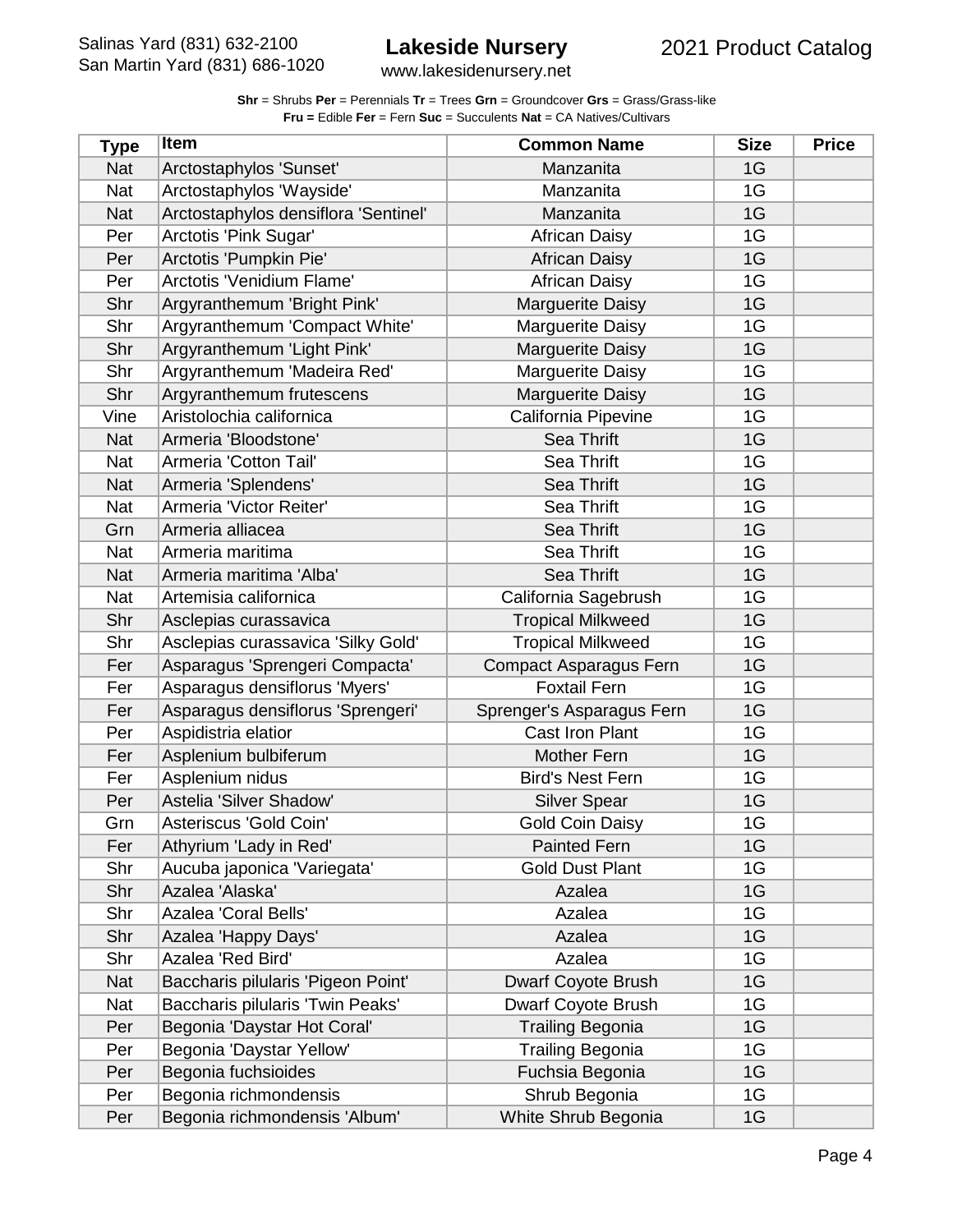**Shr** = Shrubs **Per** = Perennials **Tr** = Trees **Grn** = Groundcover **Grs** = Grass/Grass-like
**Fru =** Edible **Fer** = Fern **Suc** = Succulents **Nat** = CA Natives/Cultivars

| Type | Item | Common Name | Size | Price |
|---|---|---|---|---|
| Nat | Arctostaphylos 'Sunset' | Manzanita | 1G | |
| Nat | Arctostaphylos 'Wayside' | Manzanita | 1G | |
| Nat | Arctostaphylos densiflora 'Sentinel' | Manzanita | 1G | |
| Per | Arctotis 'Pink Sugar' | African Daisy | 1G | |
| Per | Arctotis 'Pumpkin Pie' | African Daisy | 1G | |
| Per | Arctotis 'Venidium Flame' | African Daisy | 1G | |
| Shr | Argyranthemum 'Bright Pink' | Marguerite Daisy | 1G | |
| Shr | Argyranthemum 'Compact White' | Marguerite Daisy | 1G | |
| Shr | Argyranthemum 'Light Pink' | Marguerite Daisy | 1G | |
| Shr | Argyranthemum 'Madeira Red' | Marguerite Daisy | 1G | |
| Shr | Argyranthemum frutescens | Marguerite Daisy | 1G | |
| Vine | Aristolochia californica | California Pipevine | 1G | |
| Nat | Armeria 'Bloodstone' | Sea Thrift | 1G | |
| Nat | Armeria 'Cotton Tail' | Sea Thrift | 1G | |
| Nat | Armeria 'Splendens' | Sea Thrift | 1G | |
| Nat | Armeria 'Victor Reiter' | Sea Thrift | 1G | |
| Grn | Armeria alliacea | Sea Thrift | 1G | |
| Nat | Armeria maritima | Sea Thrift | 1G | |
| Nat | Armeria maritima 'Alba' | Sea Thrift | 1G | |
| Nat | Artemisia californica | California Sagebrush | 1G | |
| Shr | Asclepias curassavica | Tropical Milkweed | 1G | |
| Shr | Asclepias curassavica 'Silky Gold' | Tropical Milkweed | 1G | |
| Fer | Asparagus 'Sprengeri Compacta' | Compact Asparagus Fern | 1G | |
| Fer | Asparagus densiflorus 'Myers' | Foxtail Fern | 1G | |
| Fer | Asparagus densiflorus 'Sprengeri' | Sprenger's Asparagus Fern | 1G | |
| Per | Aspidistria elatior | Cast Iron Plant | 1G | |
| Fer | Asplenium bulbiferum | Mother Fern | 1G | |
| Fer | Asplenium nidus | Bird's Nest Fern | 1G | |
| Per | Astelia 'Silver Shadow' | Silver Spear | 1G | |
| Grn | Asteriscus 'Gold Coin' | Gold Coin Daisy | 1G | |
| Fer | Athyrium 'Lady in Red' | Painted Fern | 1G | |
| Shr | Aucuba japonica 'Variegata' | Gold Dust Plant | 1G | |
| Shr | Azalea 'Alaska' | Azalea | 1G | |
| Shr | Azalea 'Coral Bells' | Azalea | 1G | |
| Shr | Azalea 'Happy Days' | Azalea | 1G | |
| Shr | Azalea 'Red Bird' | Azalea | 1G | |
| Nat | Baccharis pilularis 'Pigeon Point' | Dwarf Coyote Brush | 1G | |
| Nat | Baccharis pilularis 'Twin Peaks' | Dwarf Coyote Brush | 1G | |
| Per | Begonia 'Daystar Hot Coral' | Trailing Begonia | 1G | |
| Per | Begonia 'Daystar Yellow' | Trailing Begonia | 1G | |
| Per | Begonia fuchsioides | Fuchsia Begonia | 1G | |
| Per | Begonia richmondensis | Shrub Begonia | 1G | |
| Per | Begonia richmondensis 'Album' | White Shrub Begonia | 1G | |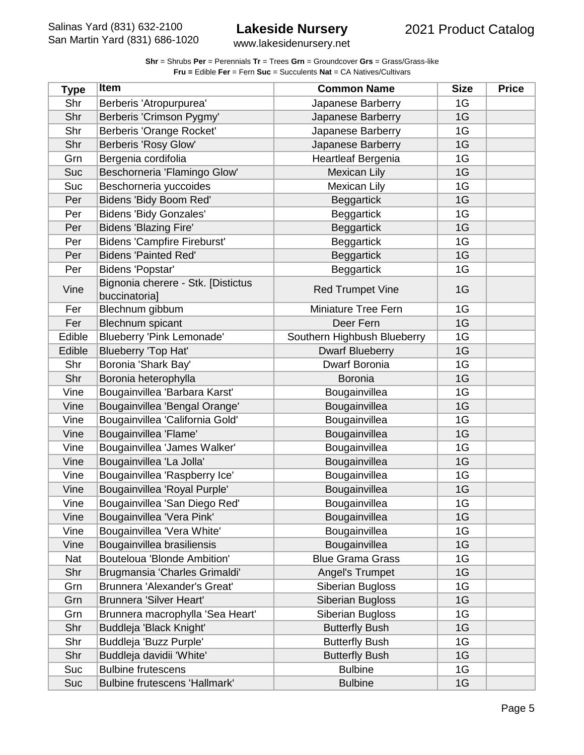**Shr** = Shrubs **Per** = Perennials **Tr** = Trees **Grn** = Groundcover **Grs** = Grass/Grass-like
**Fru =** Edible **Fer** = Fern **Suc** = Succulents **Nat** = CA Natives/Cultivars

| Type | Item | Common Name | Size | Price |
|---|---|---|---|---|
| Shr | Berberis 'Atropurpurea' | Japanese Barberry | 1G | |
| Shr | Berberis 'Crimson Pygmy' | Japanese Barberry | 1G | |
| Shr | Berberis 'Orange Rocket' | Japanese Barberry | 1G | |
| Shr | Berberis 'Rosy Glow' | Japanese Barberry | 1G | |
| Grn | Bergenia cordifolia | Heartleaf Bergenia | 1G | |
| Suc | Beschorneria 'Flamingo Glow' | Mexican Lily | 1G | |
| Suc | Beschorneria yuccoides | Mexican Lily | 1G | |
| Per | Bidens 'Bidy Boom Red' | Beggartick | 1G | |
| Per | Bidens 'Bidy Gonzales' | Beggartick | 1G | |
| Per | Bidens 'Blazing Fire' | Beggartick | 1G | |
| Per | Bidens 'Campfire Fireburst' | Beggartick | 1G | |
| Per | Bidens 'Painted Red' | Beggartick | 1G | |
| Per | Bidens 'Popstar' | Beggartick | 1G | |
| Vine | Bignonia cherere - Stk. [Distictus buccinatoria] | Red Trumpet Vine | 1G | |
| Fer | Blechnum gibbum | Miniature Tree Fern | 1G | |
| Fer | Blechnum spicant | Deer Fern | 1G | |
| Edible | Blueberry 'Pink Lemonade' | Southern Highbush Blueberry | 1G | |
| Edible | Blueberry 'Top Hat' | Dwarf Blueberry | 1G | |
| Shr | Boronia 'Shark Bay' | Dwarf Boronia | 1G | |
| Shr | Boronia heterophylla | Boronia | 1G | |
| Vine | Bougainvillea 'Barbara Karst' | Bougainvillea | 1G | |
| Vine | Bougainvillea 'Bengal Orange' | Bougainvillea | 1G | |
| Vine | Bougainvillea 'California Gold' | Bougainvillea | 1G | |
| Vine | Bougainvillea 'Flame' | Bougainvillea | 1G | |
| Vine | Bougainvillea 'James Walker' | Bougainvillea | 1G | |
| Vine | Bougainvillea 'La Jolla' | Bougainvillea | 1G | |
| Vine | Bougainvillea 'Raspberry Ice' | Bougainvillea | 1G | |
| Vine | Bougainvillea 'Royal Purple' | Bougainvillea | 1G | |
| Vine | Bougainvillea 'San Diego Red' | Bougainvillea | 1G | |
| Vine | Bougainvillea 'Vera Pink' | Bougainvillea | 1G | |
| Vine | Bougainvillea 'Vera White' | Bougainvillea | 1G | |
| Vine | Bougainvillea brasiliensis | Bougainvillea | 1G | |
| Nat | Bouteloua 'Blonde Ambition' | Blue Grama Grass | 1G | |
| Shr | Brugmansia 'Charles Grimaldi' | Angel's Trumpet | 1G | |
| Grn | Brunnera 'Alexander's Great' | Siberian Bugloss | 1G | |
| Grn | Brunnera 'Silver Heart' | Siberian Bugloss | 1G | |
| Grn | Brunnera macrophylla 'Sea Heart' | Siberian Bugloss | 1G | |
| Shr | Buddleja 'Black Knight' | Butterfly Bush | 1G | |
| Shr | Buddleja 'Buzz Purple' | Butterfly Bush | 1G | |
| Shr | Buddleja davidii 'White' | Butterfly Bush | 1G | |
| Suc | Bulbine frutescens | Bulbine | 1G | |
| Suc | Bulbine frutescens 'Hallmark' | Bulbine | 1G | |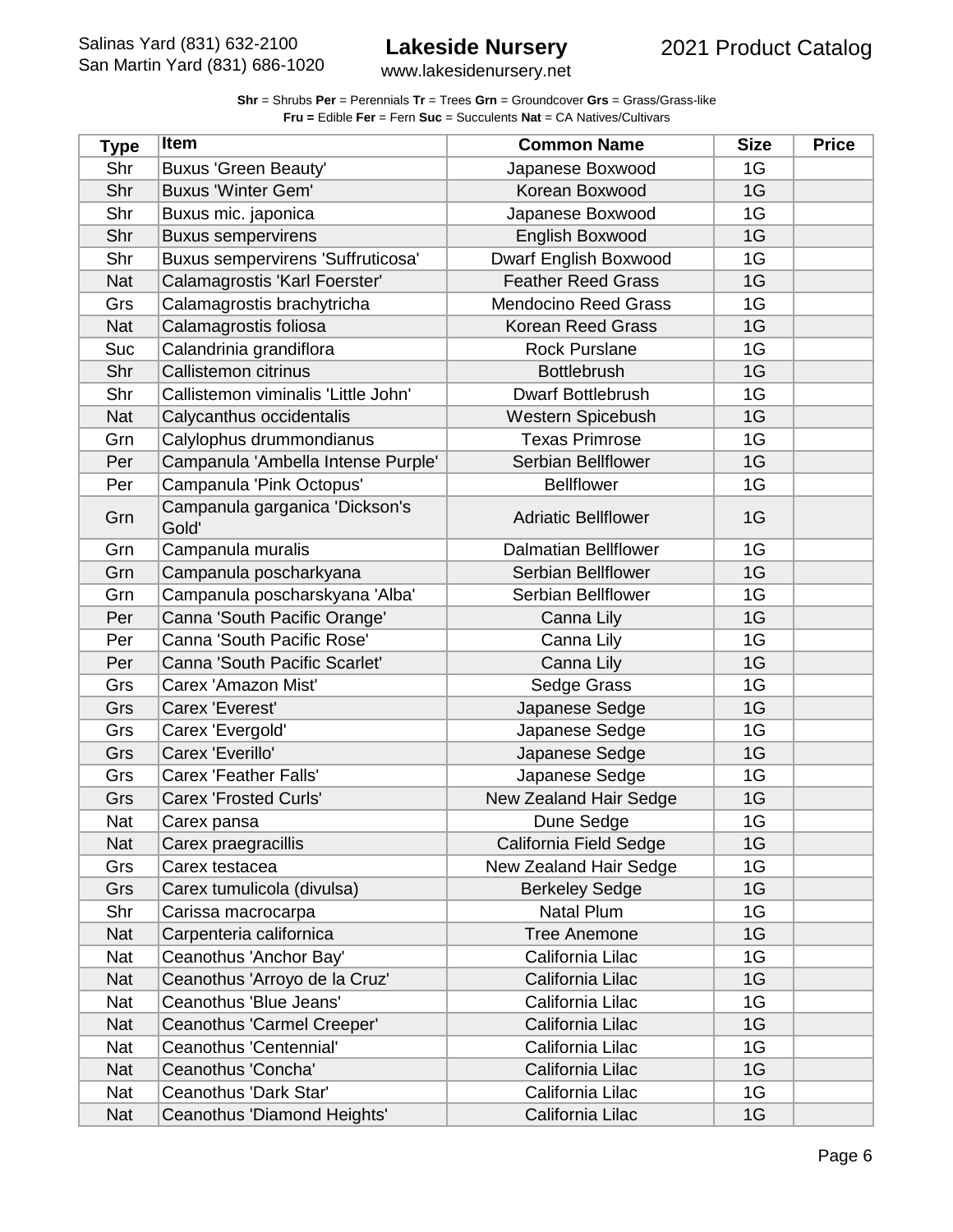**Shr** = Shrubs **Per** = Perennials **Tr** = Trees **Grn** = Groundcover **Grs** = Grass/Grass-like
**Fru =** Edible **Fer** = Fern **Suc** = Succulents **Nat** = CA Natives/Cultivars

| Type | Item | Common Name | Size | Price |
|---|---|---|---|---|
| Shr | Buxus 'Green Beauty' | Japanese Boxwood | 1G | |
| Shr | Buxus 'Winter Gem' | Korean Boxwood | 1G | |
| Shr | Buxus mic. japonica | Japanese Boxwood | 1G | |
| Shr | Buxus sempervirens | English Boxwood | 1G | |
| Shr | Buxus sempervirens 'Suffruticosa' | Dwarf English Boxwood | 1G | |
| Nat | Calamagrostis 'Karl Foerster' | Feather Reed Grass | 1G | |
| Grs | Calamagrostis brachytricha | Mendocino Reed Grass | 1G | |
| Nat | Calamagrostis foliosa | Korean Reed Grass | 1G | |
| Suc | Calandrinia grandiflora | Rock Purslane | 1G | |
| Shr | Callistemon citrinus | Bottlebrush | 1G | |
| Shr | Callistemon viminalis 'Little John' | Dwarf Bottlebrush | 1G | |
| Nat | Calycanthus occidentalis | Western Spicebush | 1G | |
| Grn | Calylophus drummondianus | Texas Primrose | 1G | |
| Per | Campanula 'Ambella Intense Purple' | Serbian Bellflower | 1G | |
| Per | Campanula 'Pink Octopus' | Bellflower | 1G | |
| Grn | Campanula garganica 'Dickson's Gold' | Adriatic Bellflower | 1G | |
| Grn | Campanula muralis | Dalmatian Bellflower | 1G | |
| Grn | Campanula poscharkyana | Serbian Bellflower | 1G | |
| Grn | Campanula poscharskyana 'Alba' | Serbian Bellflower | 1G | |
| Per | Canna 'South Pacific Orange' | Canna Lily | 1G | |
| Per | Canna 'South Pacific Rose' | Canna Lily | 1G | |
| Per | Canna 'South Pacific Scarlet' | Canna Lily | 1G | |
| Grs | Carex 'Amazon Mist' | Sedge Grass | 1G | |
| Grs | Carex 'Everest' | Japanese Sedge | 1G | |
| Grs | Carex 'Evergold' | Japanese Sedge | 1G | |
| Grs | Carex 'Everillo' | Japanese Sedge | 1G | |
| Grs | Carex 'Feather Falls' | Japanese Sedge | 1G | |
| Grs | Carex 'Frosted Curls' | New Zealand Hair Sedge | 1G | |
| Nat | Carex pansa | Dune Sedge | 1G | |
| Nat | Carex praegracillis | California Field Sedge | 1G | |
| Grs | Carex testacea | New Zealand Hair Sedge | 1G | |
| Grs | Carex tumulicola (divulsa) | Berkeley Sedge | 1G | |
| Shr | Carissa macrocarpa | Natal Plum | 1G | |
| Nat | Carpenteria californica | Tree Anemone | 1G | |
| Nat | Ceanothus 'Anchor Bay' | California Lilac | 1G | |
| Nat | Ceanothus 'Arroyo de la Cruz' | California Lilac | 1G | |
| Nat | Ceanothus 'Blue Jeans' | California Lilac | 1G | |
| Nat | Ceanothus 'Carmel Creeper' | California Lilac | 1G | |
| Nat | Ceanothus 'Centennial' | California Lilac | 1G | |
| Nat | Ceanothus 'Concha' | California Lilac | 1G | |
| Nat | Ceanothus 'Dark Star' | California Lilac | 1G | |
| Nat | Ceanothus 'Diamond Heights' | California Lilac | 1G | |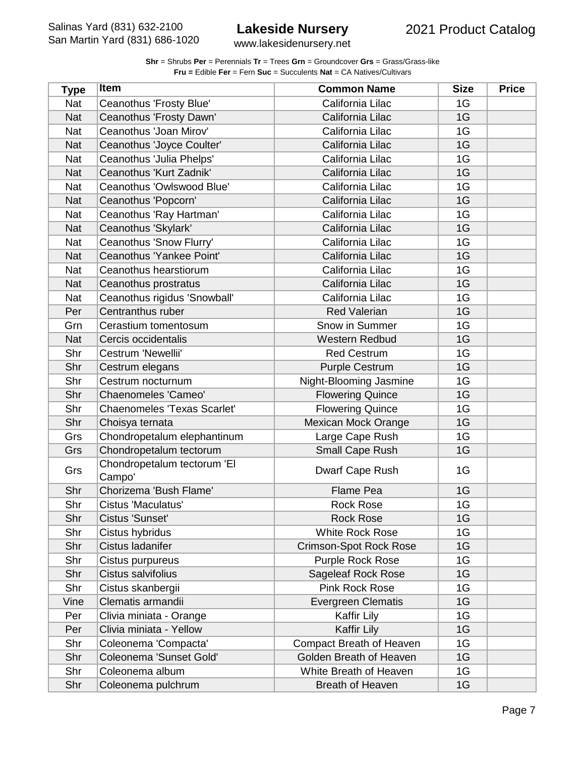**Shr** = Shrubs **Per** = Perennials **Tr** = Trees **Grn** = Groundcover **Grs** = Grass/Grass-like
**Fru =** Edible **Fer** = Fern **Suc** = Succulents **Nat** = CA Natives/Cultivars

| Type | Item | Common Name | Size | Price |
|---|---|---|---|---|
| Nat | Ceanothus 'Frosty Blue' | California Lilac | 1G | |
| Nat | Ceanothus 'Frosty Dawn' | California Lilac | 1G | |
| Nat | Ceanothus 'Joan Mirov' | California Lilac | 1G | |
| Nat | Ceanothus 'Joyce Coulter' | California Lilac | 1G | |
| Nat | Ceanothus 'Julia Phelps' | California Lilac | 1G | |
| Nat | Ceanothus 'Kurt Zadnik' | California Lilac | 1G | |
| Nat | Ceanothus 'Owlswood Blue' | California Lilac | 1G | |
| Nat | Ceanothus 'Popcorn' | California Lilac | 1G | |
| Nat | Ceanothus 'Ray Hartman' | California Lilac | 1G | |
| Nat | Ceanothus 'Skylark' | California Lilac | 1G | |
| Nat | Ceanothus 'Snow Flurry' | California Lilac | 1G | |
| Nat | Ceanothus 'Yankee Point' | California Lilac | 1G | |
| Nat | Ceanothus hearstiorum | California Lilac | 1G | |
| Nat | Ceanothus prostratus | California Lilac | 1G | |
| Nat | Ceanothus rigidus 'Snowball' | California Lilac | 1G | |
| Per | Centranthus ruber | Red Valerian | 1G | |
| Grn | Cerastium tomentosum | Snow in Summer | 1G | |
| Nat | Cercis occidentalis | Western Redbud | 1G | |
| Shr | Cestrum 'Newellii' | Red Cestrum | 1G | |
| Shr | Cestrum elegans | Purple Cestrum | 1G | |
| Shr | Cestrum nocturnum | Night-Blooming Jasmine | 1G | |
| Shr | Chaenomeles 'Cameo' | Flowering Quince | 1G | |
| Shr | Chaenomeles 'Texas Scarlet' | Flowering Quince | 1G | |
| Shr | Choisya ternata | Mexican Mock Orange | 1G | |
| Grs | Chondropetalum elephantinum | Large Cape Rush | 1G | |
| Grs | Chondropetalum tectorum | Small Cape Rush | 1G | |
| Grs | Chondropetalum tectorum 'El Campo' | Dwarf Cape Rush | 1G | |
| Shr | Chorizema 'Bush Flame' | Flame Pea | 1G | |
| Shr | Cistus 'Maculatus' | Rock Rose | 1G | |
| Shr | Cistus 'Sunset' | Rock Rose | 1G | |
| Shr | Cistus hybridus | White Rock Rose | 1G | |
| Shr | Cistus ladanifer | Crimson-Spot Rock Rose | 1G | |
| Shr | Cistus purpureus | Purple Rock Rose | 1G | |
| Shr | Cistus salvifolius | Sageleaf Rock Rose | 1G | |
| Shr | Cistus skanbergii | Pink Rock Rose | 1G | |
| Vine | Clematis armandii | Evergreen Clematis | 1G | |
| Per | Clivia miniata - Orange | Kaffir Lily | 1G | |
| Per | Clivia miniata - Yellow | Kaffir Lily | 1G | |
| Shr | Coleonema 'Compacta' | Compact Breath of Heaven | 1G | |
| Shr | Coleonema 'Sunset Gold' | Golden Breath of Heaven | 1G | |
| Shr | Coleonema album | White Breath of Heaven | 1G | |
| Shr | Coleonema pulchrum | Breath of Heaven | 1G | |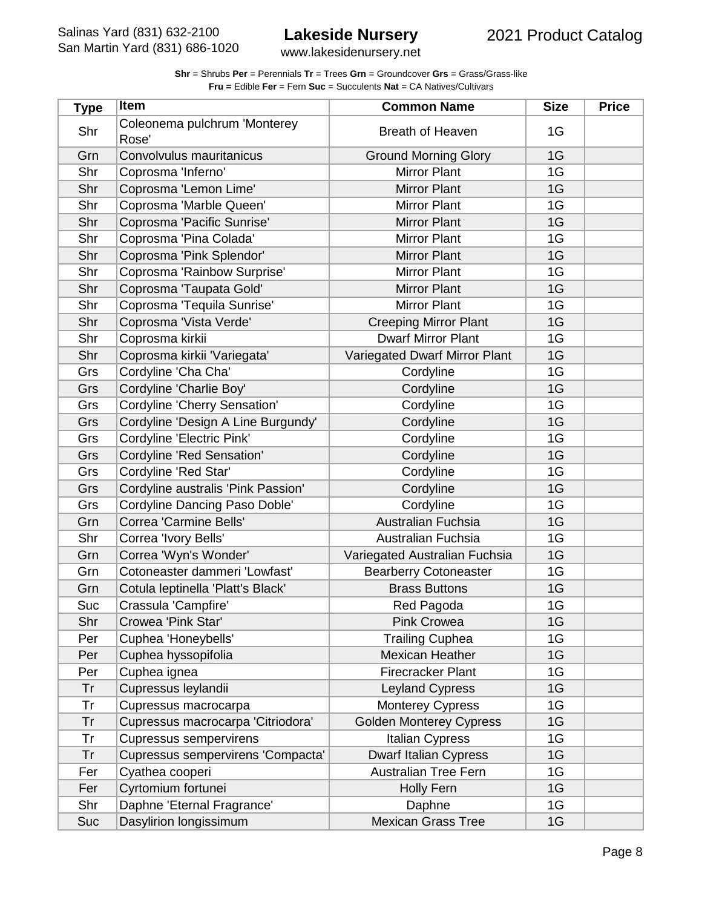**Shr** = Shrubs **Per** = Perennials **Tr** = Trees **Grn** = Groundcover **Grs** = Grass/Grass-like
**Fru =** Edible **Fer** = Fern **Suc** = Succulents **Nat** = CA Natives/Cultivars

| Type | Item | Common Name | Size | Price |
|---|---|---|---|---|
| Shr | Coleonema pulchrum 'Monterey Rose' | Breath of Heaven | 1G | |
| Grn | Convolvulus mauritanicus | Ground Morning Glory | 1G | |
| Shr | Coprosma 'Inferno' | Mirror Plant | 1G | |
| Shr | Coprosma 'Lemon Lime' | Mirror Plant | 1G | |
| Shr | Coprosma 'Marble Queen' | Mirror Plant | 1G | |
| Shr | Coprosma 'Pacific Sunrise' | Mirror Plant | 1G | |
| Shr | Coprosma 'Pina Colada' | Mirror Plant | 1G | |
| Shr | Coprosma 'Pink Splendor' | Mirror Plant | 1G | |
| Shr | Coprosma 'Rainbow Surprise' | Mirror Plant | 1G | |
| Shr | Coprosma 'Taupata Gold' | Mirror Plant | 1G | |
| Shr | Coprosma 'Tequila Sunrise' | Mirror Plant | 1G | |
| Shr | Coprosma 'Vista Verde' | Creeping Mirror Plant | 1G | |
| Shr | Coprosma kirkii | Dwarf Mirror Plant | 1G | |
| Shr | Coprosma kirkii 'Variegata' | Variegated Dwarf Mirror Plant | 1G | |
| Grs | Cordyline 'Cha Cha' | Cordyline | 1G | |
| Grs | Cordyline 'Charlie Boy' | Cordyline | 1G | |
| Grs | Cordyline 'Cherry Sensation' | Cordyline | 1G | |
| Grs | Cordyline 'Design A Line Burgundy' | Cordyline | 1G | |
| Grs | Cordyline 'Electric Pink' | Cordyline | 1G | |
| Grs | Cordyline 'Red Sensation' | Cordyline | 1G | |
| Grs | Cordyline 'Red Star' | Cordyline | 1G | |
| Grs | Cordyline australis 'Pink Passion' | Cordyline | 1G | |
| Grs | Cordyline Dancing Paso Doble' | Cordyline | 1G | |
| Grn | Correa 'Carmine Bells' | Australian Fuchsia | 1G | |
| Shr | Correa 'Ivory Bells' | Australian Fuchsia | 1G | |
| Grn | Correa 'Wyn's Wonder' | Variegated Australian Fuchsia | 1G | |
| Grn | Cotoneaster dammeri 'Lowfast' | Bearberry Cotoneaster | 1G | |
| Grn | Cotula leptinella 'Platt's Black' | Brass Buttons | 1G | |
| Suc | Crassula 'Campfire' | Red Pagoda | 1G | |
| Shr | Crowea 'Pink Star' | Pink Crowea | 1G | |
| Per | Cuphea 'Honeybells' | Trailing Cuphea | 1G | |
| Per | Cuphea hyssopifolia | Mexican Heather | 1G | |
| Per | Cuphea ignea | Firecracker Plant | 1G | |
| Tr | Cupressus leylandii | Leyland Cypress | 1G | |
| Tr | Cupressus macrocarpa | Monterey Cypress | 1G | |
| Tr | Cupressus macrocarpa 'Citriodora' | Golden Monterey Cypress | 1G | |
| Tr | Cupressus sempervirens | Italian Cypress | 1G | |
| Tr | Cupressus sempervirens 'Compacta' | Dwarf Italian Cypress | 1G | |
| Fer | Cyathea cooperi | Australian Tree Fern | 1G | |
| Fer | Cyrtomium fortunei | Holly Fern | 1G | |
| Shr | Daphne 'Eternal Fragrance' | Daphne | 1G | |
| Suc | Dasylirion longissimum | Mexican Grass Tree | 1G | |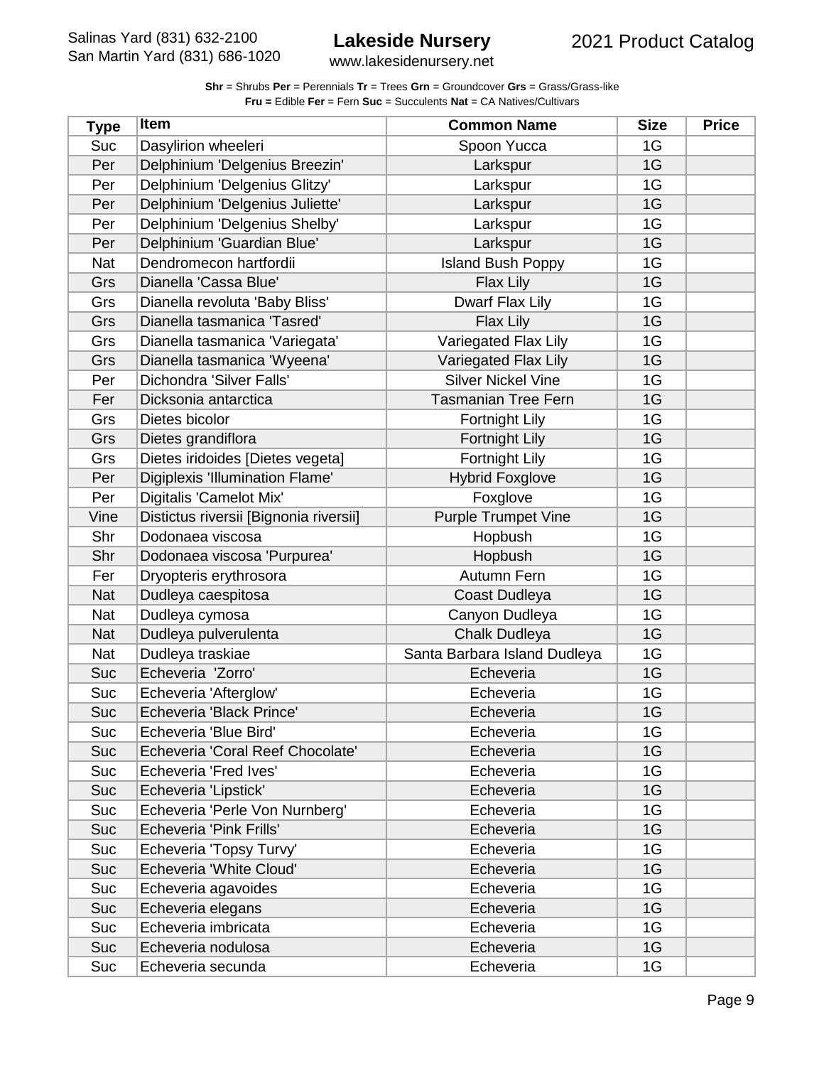**Shr** = Shrubs **Per** = Perennials **Tr** = Trees **Grn** = Groundcover **Grs** = Grass/Grass-like
**Fru =** Edible **Fer** = Fern **Suc** = Succulents **Nat** = CA Natives/Cultivars

| Type | Item | Common Name | Size | Price |
|---|---|---|---|---|
| Suc | Dasylirion wheeleri | Spoon Yucca | 1G | |
| Per | Delphinium 'Delgenius Breezin' | Larkspur | 1G | |
| Per | Delphinium 'Delgenius Glitzy' | Larkspur | 1G | |
| Per | Delphinium 'Delgenius Juliette' | Larkspur | 1G | |
| Per | Delphinium 'Delgenius Shelby' | Larkspur | 1G | |
| Per | Delphinium 'Guardian Blue' | Larkspur | 1G | |
| Nat | Dendromecon hartfordii | Island Bush Poppy | 1G | |
| Grs | Dianella 'Cassa Blue' | Flax Lily | 1G | |
| Grs | Dianella revoluta 'Baby Bliss' | Dwarf Flax Lily | 1G | |
| Grs | Dianella tasmanica 'Tasred' | Flax Lily | 1G | |
| Grs | Dianella tasmanica 'Variegata' | Variegated Flax Lily | 1G | |
| Grs | Dianella tasmanica 'Wyeena' | Variegated Flax Lily | 1G | |
| Per | Dichondra 'Silver Falls' | Silver Nickel Vine | 1G | |
| Fer | Dicksonia antarctica | Tasmanian Tree Fern | 1G | |
| Grs | Dietes bicolor | Fortnight Lily | 1G | |
| Grs | Dietes grandiflora | Fortnight Lily | 1G | |
| Grs | Dietes iridoides [Dietes vegeta] | Fortnight Lily | 1G | |
| Per | Digiplexis 'Illumination Flame' | Hybrid Foxglove | 1G | |
| Per | Digitalis 'Camelot Mix' | Foxglove | 1G | |
| Vine | Distictus riversii [Bignonia riversii] | Purple Trumpet Vine | 1G | |
| Shr | Dodonaea viscosa | Hopbush | 1G | |
| Shr | Dodonaea viscosa 'Purpurea' | Hopbush | 1G | |
| Fer | Dryopteris erythrosora | Autumn Fern | 1G | |
| Nat | Dudleya caespitosa | Coast Dudleya | 1G | |
| Nat | Dudleya cymosa | Canyon Dudleya | 1G | |
| Nat | Dudleya pulverulenta | Chalk Dudleya | 1G | |
| Nat | Dudleya traskiae | Santa Barbara Island Dudleya | 1G | |
| Suc | Echeveria 'Zorro' | Echeveria | 1G | |
| Suc | Echeveria 'Afterglow' | Echeveria | 1G | |
| Suc | Echeveria 'Black Prince' | Echeveria | 1G | |
| Suc | Echeveria 'Blue Bird' | Echeveria | 1G | |
| Suc | Echeveria 'Coral Reef Chocolate' | Echeveria | 1G | |
| Suc | Echeveria 'Fred Ives' | Echeveria | 1G | |
| Suc | Echeveria 'Lipstick' | Echeveria | 1G | |
| Suc | Echeveria 'Perle Von Nurnberg' | Echeveria | 1G | |
| Suc | Echeveria 'Pink Frills' | Echeveria | 1G | |
| Suc | Echeveria 'Topsy Turvy' | Echeveria | 1G | |
| Suc | Echeveria 'White Cloud' | Echeveria | 1G | |
| Suc | Echeveria agavoides | Echeveria | 1G | |
| Suc | Echeveria elegans | Echeveria | 1G | |
| Suc | Echeveria imbricata | Echeveria | 1G | |
| Suc | Echeveria nodulosa | Echeveria | 1G | |
| Suc | Echeveria secunda | Echeveria | 1G | |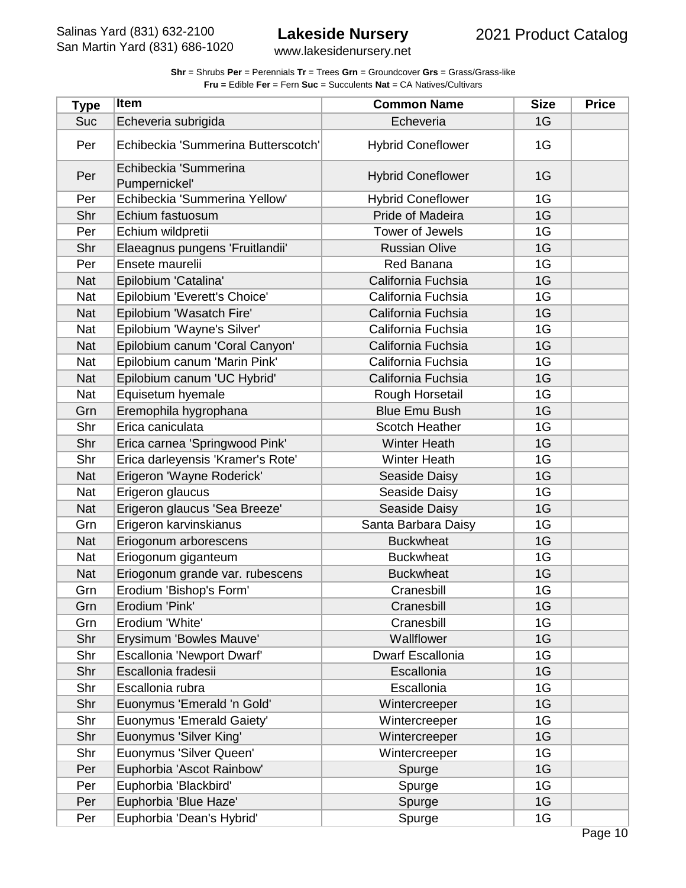**Shr** = Shrubs **Per** = Perennials **Tr** = Trees **Grn** = Groundcover **Grs** = Grass/Grass-like
**Fru =** Edible **Fer** = Fern **Suc** = Succulents **Nat** = CA Natives/Cultivars

| Type | Item | Common Name | Size | Price |
|---|---|---|---|---|
| Suc | Echeveria subrigida | Echeveria | 1G | |
| Per | Echibeckia 'Summerina Butterscotch' | Hybrid Coneflower | 1G | |
| Per | Echibeckia 'Summerina Pumpernickel' | Hybrid Coneflower | 1G | |
| Per | Echibeckia 'Summerina Yellow' | Hybrid Coneflower | 1G | |
| Shr | Echium fastuosum | Pride of Madeira | 1G | |
| Per | Echium wildpretii | Tower of Jewels | 1G | |
| Shr | Elaeagnus pungens 'Fruitlandii' | Russian Olive | 1G | |
| Per | Ensete maurelii | Red Banana | 1G | |
| Nat | Epilobium 'Catalina' | California Fuchsia | 1G | |
| Nat | Epilobium 'Everett's Choice' | California Fuchsia | 1G | |
| Nat | Epilobium 'Wasatch Fire' | California Fuchsia | 1G | |
| Nat | Epilobium 'Wayne's Silver' | California Fuchsia | 1G | |
| Nat | Epilobium canum 'Coral Canyon' | California Fuchsia | 1G | |
| Nat | Epilobium canum 'Marin Pink' | California Fuchsia | 1G | |
| Nat | Epilobium canum 'UC Hybrid' | California Fuchsia | 1G | |
| Nat | Equisetum hyemale | Rough Horsetail | 1G | |
| Grn | Eremophila hygrophana | Blue Emu Bush | 1G | |
| Shr | Erica caniculata | Scotch Heather | 1G | |
| Shr | Erica carnea 'Springwood Pink' | Winter Heath | 1G | |
| Shr | Erica darleyensis 'Kramer's Rote' | Winter Heath | 1G | |
| Nat | Erigeron 'Wayne Roderick' | Seaside Daisy | 1G | |
| Nat | Erigeron glaucus | Seaside Daisy | 1G | |
| Nat | Erigeron glaucus 'Sea Breeze' | Seaside Daisy | 1G | |
| Grn | Erigeron karvinskianus | Santa Barbara Daisy | 1G | |
| Nat | Eriogonum arborescens | Buckwheat | 1G | |
| Nat | Eriogonum giganteum | Buckwheat | 1G | |
| Nat | Eriogonum grande var. rubescens | Buckwheat | 1G | |
| Grn | Erodium 'Bishop's Form' | Cranesbill | 1G | |
| Grn | Erodium 'Pink' | Cranesbill | 1G | |
| Grn | Erodium 'White' | Cranesbill | 1G | |
| Shr | Erysimum 'Bowles Mauve' | Wallflower | 1G | |
| Shr | Escallonia 'Newport Dwarf' | Dwarf Escallonia | 1G | |
| Shr | Escallonia fradesii | Escallonia | 1G | |
| Shr | Escallonia rubra | Escallonia | 1G | |
| Shr | Euonymus 'Emerald 'n Gold' | Wintercreeper | 1G | |
| Shr | Euonymus 'Emerald Gaiety' | Wintercreeper | 1G | |
| Shr | Euonymus 'Silver King' | Wintercreeper | 1G | |
| Shr | Euonymus 'Silver Queen' | Wintercreeper | 1G | |
| Per | Euphorbia 'Ascot Rainbow' | Spurge | 1G | |
| Per | Euphorbia 'Blackbird' | Spurge | 1G | |
| Per | Euphorbia 'Blue Haze' | Spurge | 1G | |
| Per | Euphorbia 'Dean's Hybrid' | Spurge | 1G | |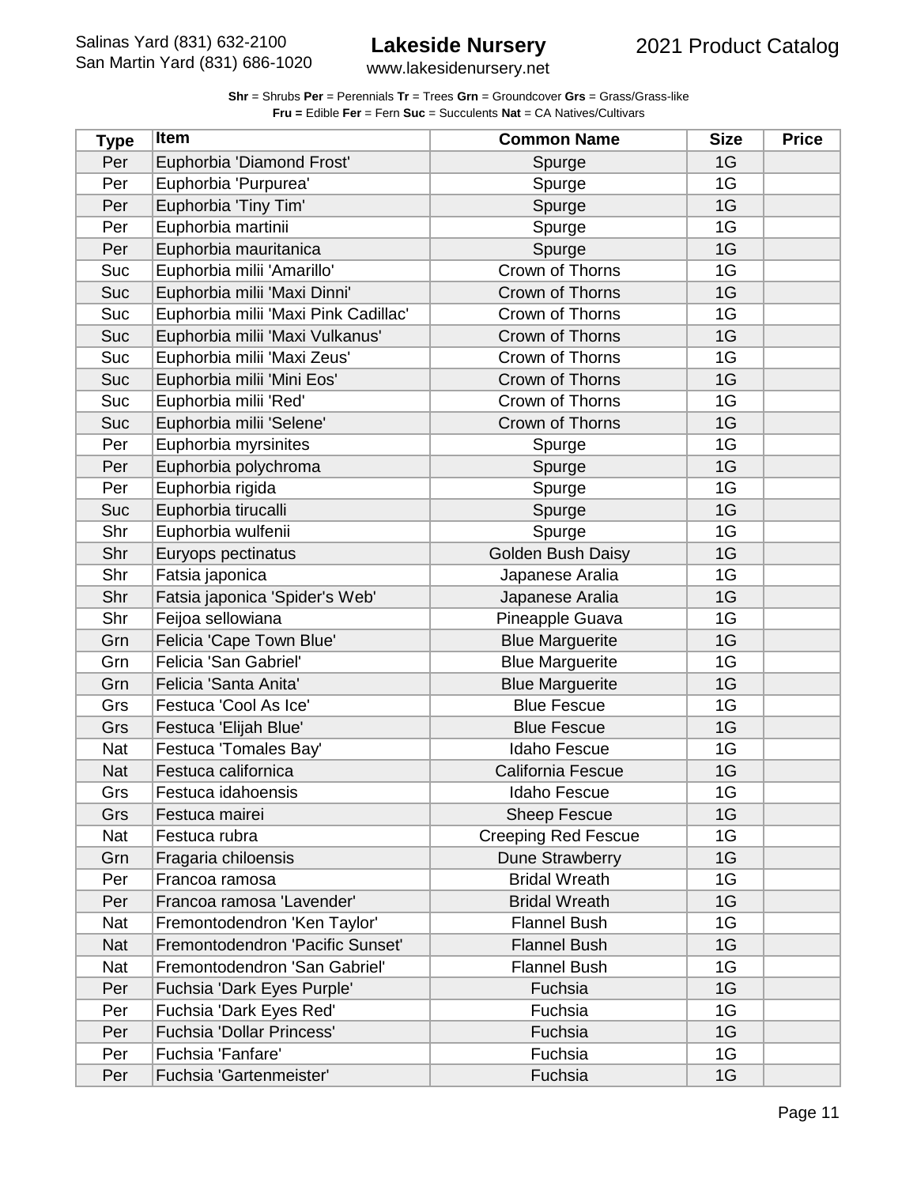**Shr** = Shrubs **Per** = Perennials **Tr** = Trees **Grn** = Groundcover **Grs** = Grass/Grass-like
**Fru =** Edible **Fer** = Fern **Suc** = Succulents **Nat** = CA Natives/Cultivars

| Type | Item | Common Name | Size | Price |
|---|---|---|---|---|
| Per | Euphorbia 'Diamond Frost' | Spurge | 1G | |
| Per | Euphorbia 'Purpurea' | Spurge | 1G | |
| Per | Euphorbia 'Tiny Tim' | Spurge | 1G | |
| Per | Euphorbia martinii | Spurge | 1G | |
| Per | Euphorbia mauritanica | Spurge | 1G | |
| Suc | Euphorbia milii 'Amarillo' | Crown of Thorns | 1G | |
| Suc | Euphorbia milii 'Maxi Dinni' | Crown of Thorns | 1G | |
| Suc | Euphorbia milii 'Maxi Pink Cadillac' | Crown of Thorns | 1G | |
| Suc | Euphorbia milii 'Maxi Vulkanus' | Crown of Thorns | 1G | |
| Suc | Euphorbia milii 'Maxi Zeus' | Crown of Thorns | 1G | |
| Suc | Euphorbia milii 'Mini Eos' | Crown of Thorns | 1G | |
| Suc | Euphorbia milii 'Red' | Crown of Thorns | 1G | |
| Suc | Euphorbia milii 'Selene' | Crown of Thorns | 1G | |
| Per | Euphorbia myrsinites | Spurge | 1G | |
| Per | Euphorbia polychroma | Spurge | 1G | |
| Per | Euphorbia rigida | Spurge | 1G | |
| Suc | Euphorbia tirucalli | Spurge | 1G | |
| Shr | Euphorbia wulfenii | Spurge | 1G | |
| Shr | Euryops pectinatus | Golden Bush Daisy | 1G | |
| Shr | Fatsia japonica | Japanese Aralia | 1G | |
| Shr | Fatsia japonica 'Spider's Web' | Japanese Aralia | 1G | |
| Shr | Feijoa sellowiana | Pineapple Guava | 1G | |
| Grn | Felicia 'Cape Town Blue' | Blue Marguerite | 1G | |
| Grn | Felicia 'San Gabriel' | Blue Marguerite | 1G | |
| Grn | Felicia 'Santa Anita' | Blue Marguerite | 1G | |
| Grs | Festuca 'Cool As Ice' | Blue Fescue | 1G | |
| Grs | Festuca 'Elijah Blue' | Blue Fescue | 1G | |
| Nat | Festuca 'Tomales Bay' | Idaho Fescue | 1G | |
| Nat | Festuca californica | California Fescue | 1G | |
| Grs | Festuca idahoensis | Idaho Fescue | 1G | |
| Grs | Festuca mairei | Sheep Fescue | 1G | |
| Nat | Festuca rubra | Creeping Red Fescue | 1G | |
| Grn | Fragaria chiloensis | Dune Strawberry | 1G | |
| Per | Francoa ramosa | Bridal Wreath | 1G | |
| Per | Francoa ramosa 'Lavender' | Bridal Wreath | 1G | |
| Nat | Fremontodendron 'Ken Taylor' | Flannel Bush | 1G | |
| Nat | Fremontodendron 'Pacific Sunset' | Flannel Bush | 1G | |
| Nat | Fremontodendron 'San Gabriel' | Flannel Bush | 1G | |
| Per | Fuchsia 'Dark Eyes Purple' | Fuchsia | 1G | |
| Per | Fuchsia 'Dark Eyes Red' | Fuchsia | 1G | |
| Per | Fuchsia 'Dollar Princess' | Fuchsia | 1G | |
| Per | Fuchsia 'Fanfare' | Fuchsia | 1G | |
| Per | Fuchsia 'Gartenmeister' | Fuchsia | 1G | |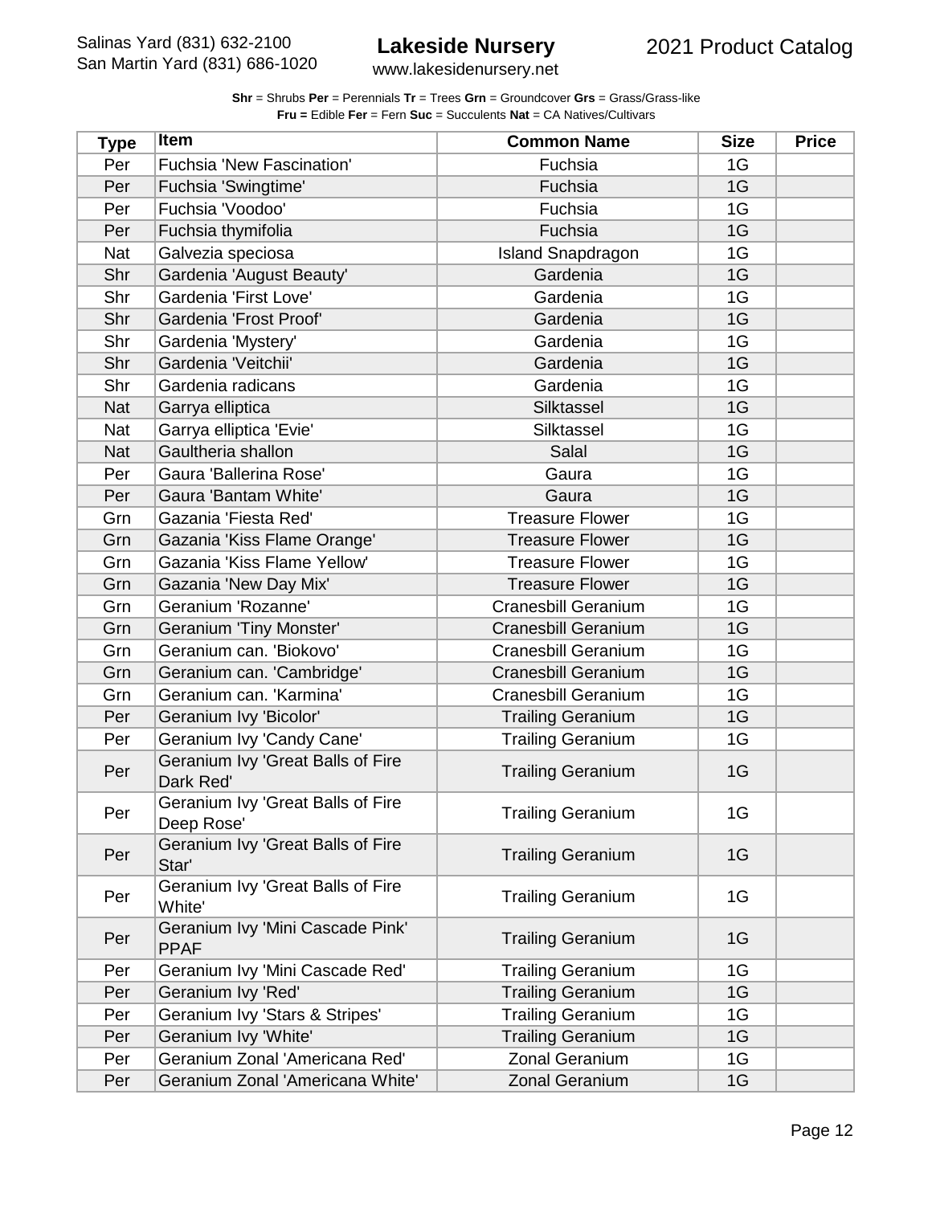**Shr** = Shrubs **Per** = Perennials **Tr** = Trees **Grn** = Groundcover **Grs** = Grass/Grass-like
**Fru =** Edible **Fer** = Fern **Suc** = Succulents **Nat** = CA Natives/Cultivars

| Type | Item | Common Name | Size | Price |
|---|---|---|---|---|
| Per | Fuchsia 'New Fascination' | Fuchsia | 1G | |
| Per | Fuchsia 'Swingtime' | Fuchsia | 1G | |
| Per | Fuchsia 'Voodoo' | Fuchsia | 1G | |
| Per | Fuchsia thymifolia | Fuchsia | 1G | |
| Nat | Galvezia speciosa | Island Snapdragon | 1G | |
| Shr | Gardenia 'August Beauty' | Gardenia | 1G | |
| Shr | Gardenia 'First Love' | Gardenia | 1G | |
| Shr | Gardenia 'Frost Proof' | Gardenia | 1G | |
| Shr | Gardenia 'Mystery' | Gardenia | 1G | |
| Shr | Gardenia 'Veitchii' | Gardenia | 1G | |
| Shr | Gardenia radicans | Gardenia | 1G | |
| Nat | Garrya elliptica | Silktassel | 1G | |
| Nat | Garrya elliptica 'Evie' | Silktassel | 1G | |
| Nat | Gaultheria shallon | Salal | 1G | |
| Per | Gaura 'Ballerina Rose' | Gaura | 1G | |
| Per | Gaura 'Bantam White' | Gaura | 1G | |
| Grn | Gazania 'Fiesta Red' | Treasure Flower | 1G | |
| Grn | Gazania 'Kiss Flame Orange' | Treasure Flower | 1G | |
| Grn | Gazania 'Kiss Flame Yellow' | Treasure Flower | 1G | |
| Grn | Gazania 'New Day Mix' | Treasure Flower | 1G | |
| Grn | Geranium 'Rozanne' | Cranesbill Geranium | 1G | |
| Grn | Geranium 'Tiny Monster' | Cranesbill Geranium | 1G | |
| Grn | Geranium can. 'Biokovo' | Cranesbill Geranium | 1G | |
| Grn | Geranium can. 'Cambridge' | Cranesbill Geranium | 1G | |
| Grn | Geranium can. 'Karmina' | Cranesbill Geranium | 1G | |
| Per | Geranium Ivy 'Bicolor' | Trailing Geranium | 1G | |
| Per | Geranium Ivy 'Candy Cane' | Trailing Geranium | 1G | |
| Per | Geranium Ivy 'Great Balls of Fire Dark Red' | Trailing Geranium | 1G | |
| Per | Geranium Ivy 'Great Balls of Fire Deep Rose' | Trailing Geranium | 1G | |
| Per | Geranium Ivy 'Great Balls of Fire Star' | Trailing Geranium | 1G | |
| Per | Geranium Ivy 'Great Balls of Fire White' | Trailing Geranium | 1G | |
| Per | Geranium Ivy 'Mini Cascade Pink' PPAF | Trailing Geranium | 1G | |
| Per | Geranium Ivy 'Mini Cascade Red' | Trailing Geranium | 1G | |
| Per | Geranium Ivy 'Red' | Trailing Geranium | 1G | |
| Per | Geranium Ivy 'Stars & Stripes' | Trailing Geranium | 1G | |
| Per | Geranium Ivy 'White' | Trailing Geranium | 1G | |
| Per | Geranium Zonal 'Americana Red' | Zonal Geranium | 1G | |
| Per | Geranium Zonal 'Americana White' | Zonal Geranium | 1G | |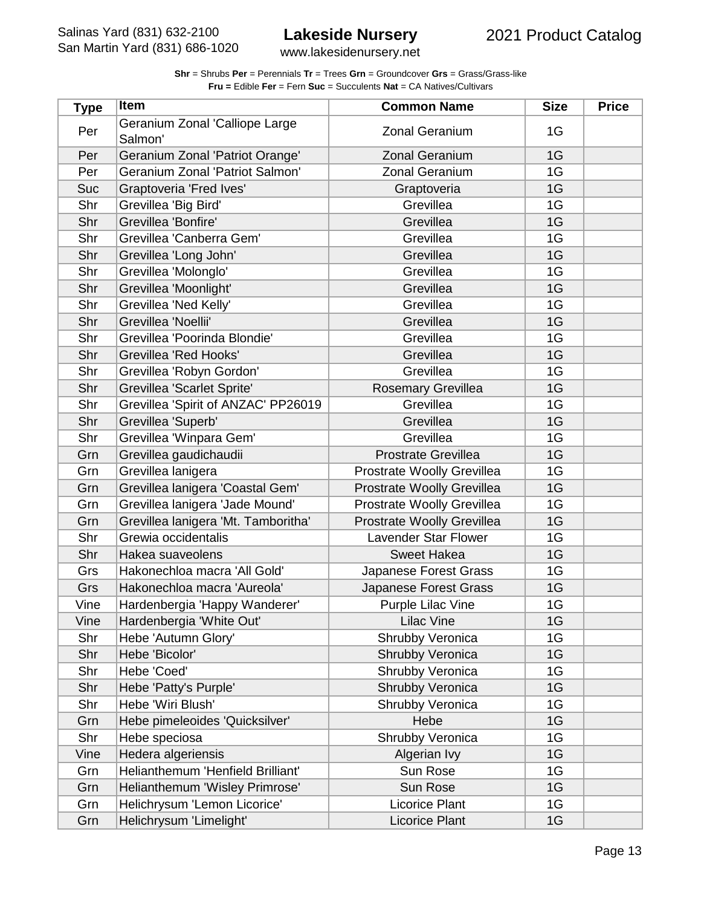**Shr** = Shrubs **Per** = Perennials **Tr** = Trees **Grn** = Groundcover **Grs** = Grass/Grass-like
**Fru =** Edible **Fer** = Fern **Suc** = Succulents **Nat** = CA Natives/Cultivars

| Type | Item | Common Name | Size | Price |
|---|---|---|---|---|
| Per | Geranium Zonal 'Calliope Large Salmon' | Zonal Geranium | 1G | |
| Per | Geranium Zonal 'Patriot Orange' | Zonal Geranium | 1G | |
| Per | Geranium Zonal 'Patriot Salmon' | Zonal Geranium | 1G | |
| Suc | Graptoveria 'Fred Ives' | Graptoveria | 1G | |
| Shr | Grevillea 'Big Bird' | Grevillea | 1G | |
| Shr | Grevillea 'Bonfire' | Grevillea | 1G | |
| Shr | Grevillea 'Canberra Gem' | Grevillea | 1G | |
| Shr | Grevillea 'Long John' | Grevillea | 1G | |
| Shr | Grevillea 'Molonglo' | Grevillea | 1G | |
| Shr | Grevillea 'Moonlight' | Grevillea | 1G | |
| Shr | Grevillea 'Ned Kelly' | Grevillea | 1G | |
| Shr | Grevillea 'Noellii' | Grevillea | 1G | |
| Shr | Grevillea 'Poorinda Blondie' | Grevillea | 1G | |
| Shr | Grevillea 'Red Hooks' | Grevillea | 1G | |
| Shr | Grevillea 'Robyn Gordon' | Grevillea | 1G | |
| Shr | Grevillea 'Scarlet Sprite' | Rosemary Grevillea | 1G | |
| Shr | Grevillea 'Spirit of ANZAC' PP26019 | Grevillea | 1G | |
| Shr | Grevillea 'Superb' | Grevillea | 1G | |
| Shr | Grevillea 'Winpara Gem' | Grevillea | 1G | |
| Grn | Grevillea gaudichaudii | Prostrate Grevillea | 1G | |
| Grn | Grevillea lanigera | Prostrate Woolly Grevillea | 1G | |
| Grn | Grevillea lanigera 'Coastal Gem' | Prostrate Woolly Grevillea | 1G | |
| Grn | Grevillea lanigera 'Jade Mound' | Prostrate Woolly Grevillea | 1G | |
| Grn | Grevillea lanigera 'Mt. Tamboritha' | Prostrate Woolly Grevillea | 1G | |
| Shr | Grewia occidentalis | Lavender Star Flower | 1G | |
| Shr | Hakea suaveolens | Sweet Hakea | 1G | |
| Grs | Hakonechloa macra 'All Gold' | Japanese Forest Grass | 1G | |
| Grs | Hakonechloa macra 'Aureola' | Japanese Forest Grass | 1G | |
| Vine | Hardenbergia 'Happy Wanderer' | Purple Lilac Vine | 1G | |
| Vine | Hardenbergia 'White Out' | Lilac Vine | 1G | |
| Shr | Hebe 'Autumn Glory' | Shrubby Veronica | 1G | |
| Shr | Hebe 'Bicolor' | Shrubby Veronica | 1G | |
| Shr | Hebe 'Coed' | Shrubby Veronica | 1G | |
| Shr | Hebe 'Patty's Purple' | Shrubby Veronica | 1G | |
| Shr | Hebe 'Wiri Blush' | Shrubby Veronica | 1G | |
| Grn | Hebe pimeleoides 'Quicksilver' | Hebe | 1G | |
| Shr | Hebe speciosa | Shrubby Veronica | 1G | |
| Vine | Hedera algeriensis | Algerian Ivy | 1G | |
| Grn | Helianthemum 'Henfield Brilliant' | Sun Rose | 1G | |
| Grn | Helianthemum 'Wisley Primrose' | Sun Rose | 1G | |
| Grn | Helichrysum 'Lemon Licorice' | Licorice Plant | 1G | |
| Grn | Helichrysum 'Limelight' | Licorice Plant | 1G | |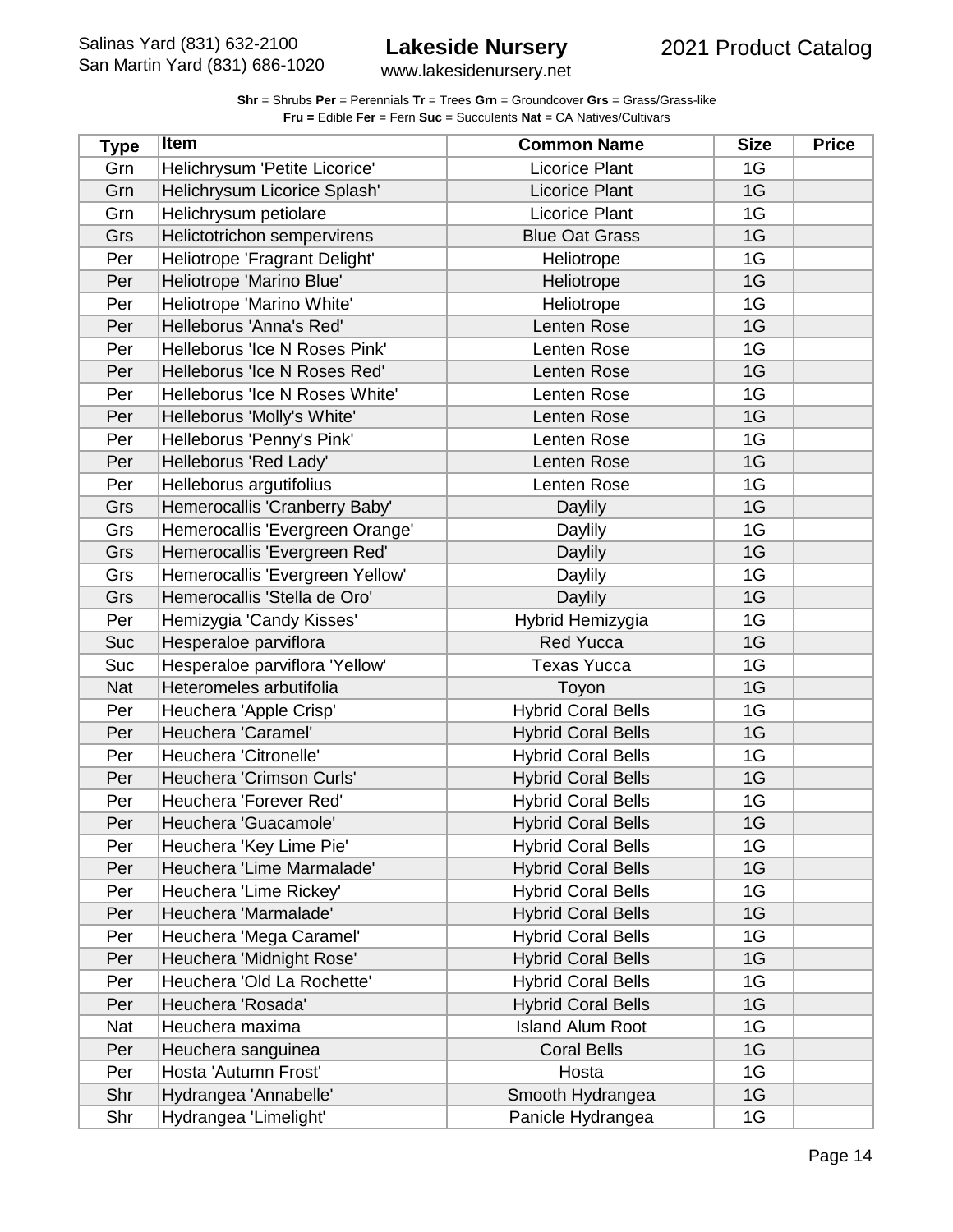**Shr** = Shrubs **Per** = Perennials **Tr** = Trees **Grn** = Groundcover **Grs** = Grass/Grass-like
**Fru =** Edible **Fer** = Fern **Suc** = Succulents **Nat** = CA Natives/Cultivars

| Type | Item | Common Name | Size | Price |
|---|---|---|---|---|
| Grn | Helichrysum 'Petite Licorice' | Licorice Plant | 1G | |
| Grn | Helichrysum Licorice Splash' | Licorice Plant | 1G | |
| Grn | Helichrysum petiolare | Licorice Plant | 1G | |
| Grs | Helictotrichon sempervirens | Blue Oat Grass | 1G | |
| Per | Heliotrope 'Fragrant Delight' | Heliotrope | 1G | |
| Per | Heliotrope 'Marino Blue' | Heliotrope | 1G | |
| Per | Heliotrope 'Marino White' | Heliotrope | 1G | |
| Per | Helleborus 'Anna's Red' | Lenten Rose | 1G | |
| Per | Helleborus 'Ice N Roses Pink' | Lenten Rose | 1G | |
| Per | Helleborus 'Ice N Roses Red' | Lenten Rose | 1G | |
| Per | Helleborus 'Ice N Roses White' | Lenten Rose | 1G | |
| Per | Helleborus 'Molly's White' | Lenten Rose | 1G | |
| Per | Helleborus 'Penny's Pink' | Lenten Rose | 1G | |
| Per | Helleborus 'Red Lady' | Lenten Rose | 1G | |
| Per | Helleborus argutifolius | Lenten Rose | 1G | |
| Grs | Hemerocallis 'Cranberry Baby' | Daylily | 1G | |
| Grs | Hemerocallis 'Evergreen Orange' | Daylily | 1G | |
| Grs | Hemerocallis 'Evergreen Red' | Daylily | 1G | |
| Grs | Hemerocallis 'Evergreen Yellow' | Daylily | 1G | |
| Grs | Hemerocallis 'Stella de Oro' | Daylily | 1G | |
| Per | Hemizygia 'Candy Kisses' | Hybrid Hemizygia | 1G | |
| Suc | Hesperaloe parviflora | Red Yucca | 1G | |
| Suc | Hesperaloe parviflora 'Yellow' | Texas Yucca | 1G | |
| Nat | Heteromeles arbutifolia | Toyon | 1G | |
| Per | Heuchera 'Apple Crisp' | Hybrid Coral Bells | 1G | |
| Per | Heuchera 'Caramel' | Hybrid Coral Bells | 1G | |
| Per | Heuchera 'Citronelle' | Hybrid Coral Bells | 1G | |
| Per | Heuchera 'Crimson Curls' | Hybrid Coral Bells | 1G | |
| Per | Heuchera 'Forever Red' | Hybrid Coral Bells | 1G | |
| Per | Heuchera 'Guacamole' | Hybrid Coral Bells | 1G | |
| Per | Heuchera 'Key Lime Pie' | Hybrid Coral Bells | 1G | |
| Per | Heuchera 'Lime Marmalade' | Hybrid Coral Bells | 1G | |
| Per | Heuchera 'Lime Rickey' | Hybrid Coral Bells | 1G | |
| Per | Heuchera 'Marmalade' | Hybrid Coral Bells | 1G | |
| Per | Heuchera 'Mega Caramel' | Hybrid Coral Bells | 1G | |
| Per | Heuchera 'Midnight Rose' | Hybrid Coral Bells | 1G | |
| Per | Heuchera 'Old La Rochette' | Hybrid Coral Bells | 1G | |
| Per | Heuchera 'Rosada' | Hybrid Coral Bells | 1G | |
| Nat | Heuchera maxima | Island Alum Root | 1G | |
| Per | Heuchera sanguinea | Coral Bells | 1G | |
| Per | Hosta 'Autumn Frost' | Hosta | 1G | |
| Shr | Hydrangea 'Annabelle' | Smooth Hydrangea | 1G | |
| Shr | Hydrangea 'Limelight' | Panicle Hydrangea | 1G | |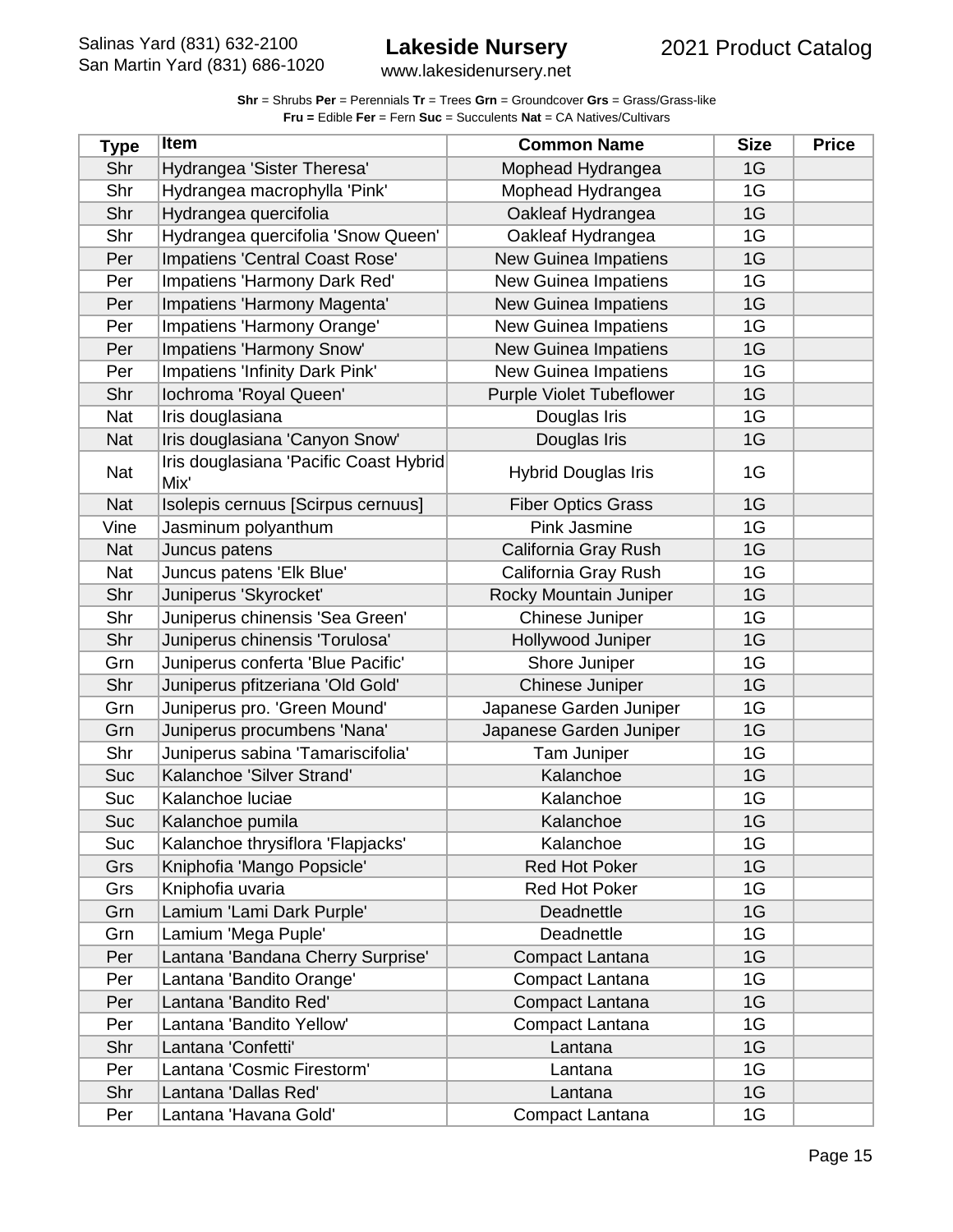**Shr** = Shrubs **Per** = Perennials **Tr** = Trees **Grn** = Groundcover **Grs** = Grass/Grass-like
**Fru =** Edible **Fer** = Fern **Suc** = Succulents **Nat** = CA Natives/Cultivars

| Type | Item | Common Name | Size | Price |
|---|---|---|---|---|
| Shr | Hydrangea 'Sister Theresa' | Mophead Hydrangea | 1G | |
| Shr | Hydrangea macrophylla 'Pink' | Mophead Hydrangea | 1G | |
| Shr | Hydrangea quercifolia | Oakleaf Hydrangea | 1G | |
| Shr | Hydrangea quercifolia 'Snow Queen' | Oakleaf Hydrangea | 1G | |
| Per | Impatiens 'Central Coast Rose' | New Guinea Impatiens | 1G | |
| Per | Impatiens 'Harmony Dark Red' | New Guinea Impatiens | 1G | |
| Per | Impatiens 'Harmony Magenta' | New Guinea Impatiens | 1G | |
| Per | Impatiens 'Harmony Orange' | New Guinea Impatiens | 1G | |
| Per | Impatiens 'Harmony Snow' | New Guinea Impatiens | 1G | |
| Per | Impatiens 'Infinity Dark Pink' | New Guinea Impatiens | 1G | |
| Shr | Iochroma 'Royal Queen' | Purple Violet Tubeflower | 1G | |
| Nat | Iris douglasiana | Douglas Iris | 1G | |
| Nat | Iris douglasiana 'Canyon Snow' | Douglas Iris | 1G | |
| Nat | Iris douglasiana 'Pacific Coast Hybrid Mix' | Hybrid Douglas Iris | 1G | |
| Nat | Isolepis cernuus [Scirpus cernuus] | Fiber Optics Grass | 1G | |
| Vine | Jasminum polyanthum | Pink Jasmine | 1G | |
| Nat | Juncus patens | California Gray Rush | 1G | |
| Nat | Juncus patens 'Elk Blue' | California Gray Rush | 1G | |
| Shr | Juniperus 'Skyrocket' | Rocky Mountain Juniper | 1G | |
| Shr | Juniperus chinensis 'Sea Green' | Chinese Juniper | 1G | |
| Shr | Juniperus chinensis 'Torulosa' | Hollywood Juniper | 1G | |
| Grn | Juniperus conferta 'Blue Pacific' | Shore Juniper | 1G | |
| Shr | Juniperus pfitzeriana 'Old Gold' | Chinese Juniper | 1G | |
| Grn | Juniperus pro. 'Green Mound' | Japanese Garden Juniper | 1G | |
| Grn | Juniperus procumbens 'Nana' | Japanese Garden Juniper | 1G | |
| Shr | Juniperus sabina 'Tamariscifolia' | Tam Juniper | 1G | |
| Suc | Kalanchoe 'Silver Strand' | Kalanchoe | 1G | |
| Suc | Kalanchoe luciae | Kalanchoe | 1G | |
| Suc | Kalanchoe pumila | Kalanchoe | 1G | |
| Suc | Kalanchoe thrysiflora 'Flapjacks' | Kalanchoe | 1G | |
| Grs | Kniphofia 'Mango Popsicle' | Red Hot Poker | 1G | |
| Grs | Kniphofia uvaria | Red Hot Poker | 1G | |
| Grn | Lamium 'Lami Dark Purple' | Deadnettle | 1G | |
| Grn | Lamium 'Mega Puple' | Deadnettle | 1G | |
| Per | Lantana 'Bandana Cherry Surprise' | Compact Lantana | 1G | |
| Per | Lantana 'Bandito Orange' | Compact Lantana | 1G | |
| Per | Lantana 'Bandito Red' | Compact Lantana | 1G | |
| Per | Lantana 'Bandito Yellow' | Compact Lantana | 1G | |
| Shr | Lantana 'Confetti' | Lantana | 1G | |
| Per | Lantana 'Cosmic Firestorm' | Lantana | 1G | |
| Shr | Lantana 'Dallas Red' | Lantana | 1G | |
| Per | Lantana 'Havana Gold' | Compact Lantana | 1G | |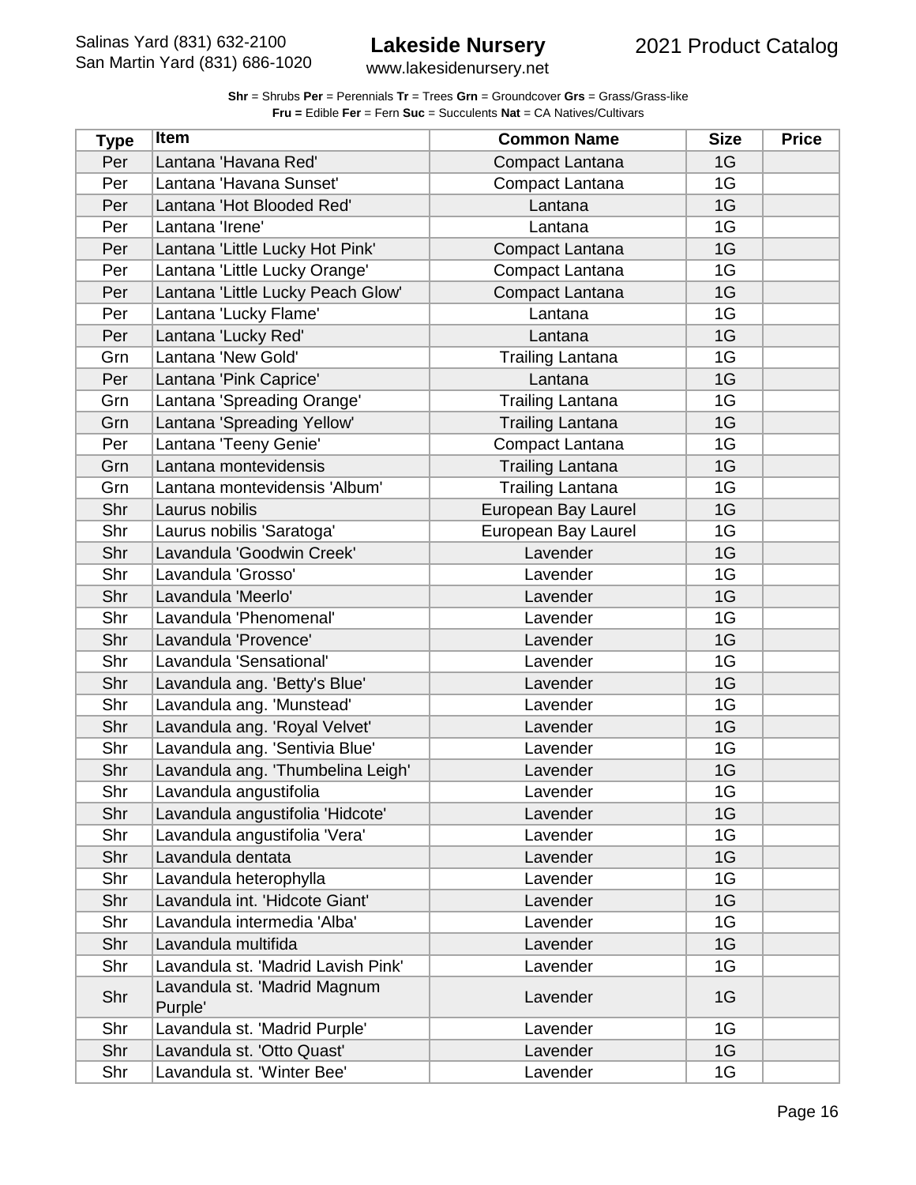**Shr** = Shrubs **Per** = Perennials **Tr** = Trees **Grn** = Groundcover **Grs** = Grass/Grass-like
**Fru =** Edible **Fer** = Fern **Suc** = Succulents **Nat** = CA Natives/Cultivars

| Type | Item | Common Name | Size | Price |
|---|---|---|---|---|
| Per | Lantana 'Havana Red' | Compact Lantana | 1G | |
| Per | Lantana 'Havana Sunset' | Compact Lantana | 1G | |
| Per | Lantana 'Hot Blooded Red' | Lantana | 1G | |
| Per | Lantana 'Irene' | Lantana | 1G | |
| Per | Lantana 'Little Lucky Hot Pink' | Compact Lantana | 1G | |
| Per | Lantana 'Little Lucky Orange' | Compact Lantana | 1G | |
| Per | Lantana 'Little Lucky Peach Glow' | Compact Lantana | 1G | |
| Per | Lantana 'Lucky Flame' | Lantana | 1G | |
| Per | Lantana 'Lucky Red' | Lantana | 1G | |
| Grn | Lantana 'New Gold' | Trailing Lantana | 1G | |
| Per | Lantana 'Pink Caprice' | Lantana | 1G | |
| Grn | Lantana 'Spreading Orange' | Trailing Lantana | 1G | |
| Grn | Lantana 'Spreading Yellow' | Trailing Lantana | 1G | |
| Per | Lantana 'Teeny Genie' | Compact Lantana | 1G | |
| Grn | Lantana montevidensis | Trailing Lantana | 1G | |
| Grn | Lantana montevidensis 'Album' | Trailing Lantana | 1G | |
| Shr | Laurus nobilis | European Bay Laurel | 1G | |
| Shr | Laurus nobilis 'Saratoga' | European Bay Laurel | 1G | |
| Shr | Lavandula 'Goodwin Creek' | Lavender | 1G | |
| Shr | Lavandula 'Grosso' | Lavender | 1G | |
| Shr | Lavandula 'Meerlo' | Lavender | 1G | |
| Shr | Lavandula 'Phenomenal' | Lavender | 1G | |
| Shr | Lavandula 'Provence' | Lavender | 1G | |
| Shr | Lavandula 'Sensational' | Lavender | 1G | |
| Shr | Lavandula ang. 'Betty's Blue' | Lavender | 1G | |
| Shr | Lavandula ang. 'Munstead' | Lavender | 1G | |
| Shr | Lavandula ang. 'Royal Velvet' | Lavender | 1G | |
| Shr | Lavandula ang. 'Sentivia Blue' | Lavender | 1G | |
| Shr | Lavandula ang. 'Thumbelina Leigh' | Lavender | 1G | |
| Shr | Lavandula angustifolia | Lavender | 1G | |
| Shr | Lavandula angustifolia 'Hidcote' | Lavender | 1G | |
| Shr | Lavandula angustifolia 'Vera' | Lavender | 1G | |
| Shr | Lavandula dentata | Lavender | 1G | |
| Shr | Lavandula heterophylla | Lavender | 1G | |
| Shr | Lavandula int. 'Hidcote Giant' | Lavender | 1G | |
| Shr | Lavandula intermedia 'Alba' | Lavender | 1G | |
| Shr | Lavandula multifida | Lavender | 1G | |
| Shr | Lavandula st. 'Madrid Lavish Pink' | Lavender | 1G | |
| Shr | Lavandula st. 'Madrid Magnum Purple' | Lavender | 1G | |
| Shr | Lavandula st. 'Madrid Purple' | Lavender | 1G | |
| Shr | Lavandula st. 'Otto Quast' | Lavender | 1G | |
| Shr | Lavandula st. 'Winter Bee' | Lavender | 1G | |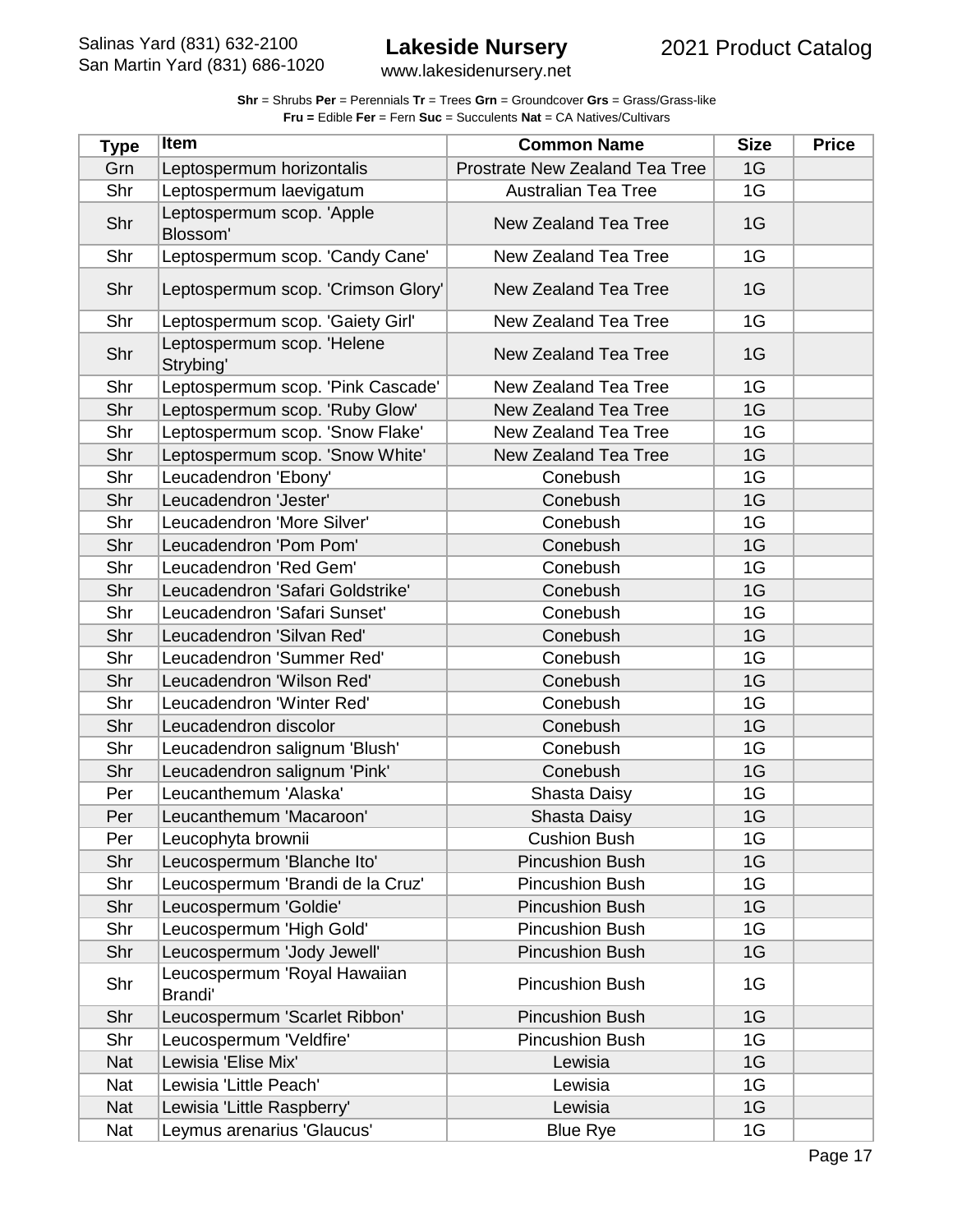**Shr** = Shrubs **Per** = Perennials **Tr** = Trees **Grn** = Groundcover **Grs** = Grass/Grass-like
**Fru =** Edible **Fer** = Fern **Suc** = Succulents **Nat** = CA Natives/Cultivars

| Type | Item | Common Name | Size | Price |
|---|---|---|---|---|
| Grn | Leptospermum horizontalis | Prostrate New Zealand Tea Tree | 1G | |
| Shr | Leptospermum laevigatum | Australian Tea Tree | 1G | |
| Shr | Leptospermum scop. 'Apple Blossom' | New Zealand Tea Tree | 1G | |
| Shr | Leptospermum scop. 'Candy Cane' | New Zealand Tea Tree | 1G | |
| Shr | Leptospermum scop. 'Crimson Glory' | New Zealand Tea Tree | 1G | |
| Shr | Leptospermum scop. 'Gaiety Girl' | New Zealand Tea Tree | 1G | |
| Shr | Leptospermum scop. 'Helene Strybing' | New Zealand Tea Tree | 1G | |
| Shr | Leptospermum scop. 'Pink Cascade' | New Zealand Tea Tree | 1G | |
| Shr | Leptospermum scop. 'Ruby Glow' | New Zealand Tea Tree | 1G | |
| Shr | Leptospermum scop. 'Snow Flake' | New Zealand Tea Tree | 1G | |
| Shr | Leptospermum scop. 'Snow White' | New Zealand Tea Tree | 1G | |
| Shr | Leucadendron 'Ebony' | Conebush | 1G | |
| Shr | Leucadendron 'Jester' | Conebush | 1G | |
| Shr | Leucadendron 'More Silver' | Conebush | 1G | |
| Shr | Leucadendron 'Pom Pom' | Conebush | 1G | |
| Shr | Leucadendron 'Red Gem' | Conebush | 1G | |
| Shr | Leucadendron 'Safari Goldstrike' | Conebush | 1G | |
| Shr | Leucadendron 'Safari Sunset' | Conebush | 1G | |
| Shr | Leucadendron 'Silvan Red' | Conebush | 1G | |
| Shr | Leucadendron 'Summer Red' | Conebush | 1G | |
| Shr | Leucadendron 'Wilson Red' | Conebush | 1G | |
| Shr | Leucadendron 'Winter Red' | Conebush | 1G | |
| Shr | Leucadendron discolor | Conebush | 1G | |
| Shr | Leucadendron salignum 'Blush' | Conebush | 1G | |
| Shr | Leucadendron salignum 'Pink' | Conebush | 1G | |
| Per | Leucanthemum 'Alaska' | Shasta Daisy | 1G | |
| Per | Leucanthemum 'Macaroon' | Shasta Daisy | 1G | |
| Per | Leucophyta brownii | Cushion Bush | 1G | |
| Shr | Leucospermum 'Blanche Ito' | Pincushion Bush | 1G | |
| Shr | Leucospermum 'Brandi de la Cruz' | Pincushion Bush | 1G | |
| Shr | Leucospermum 'Goldie' | Pincushion Bush | 1G | |
| Shr | Leucospermum 'High Gold' | Pincushion Bush | 1G | |
| Shr | Leucospermum 'Jody Jewell' | Pincushion Bush | 1G | |
| Shr | Leucospermum 'Royal Hawaiian Brandi' | Pincushion Bush | 1G | |
| Shr | Leucospermum 'Scarlet Ribbon' | Pincushion Bush | 1G | |
| Shr | Leucospermum 'Veldfire' | Pincushion Bush | 1G | |
| Nat | Lewisia 'Elise Mix' | Lewisia | 1G | |
| Nat | Lewisia 'Little Peach' | Lewisia | 1G | |
| Nat | Lewisia 'Little Raspberry' | Lewisia | 1G | |
| Nat | Leymus arenarius 'Glaucus' | Blue Rye | 1G | |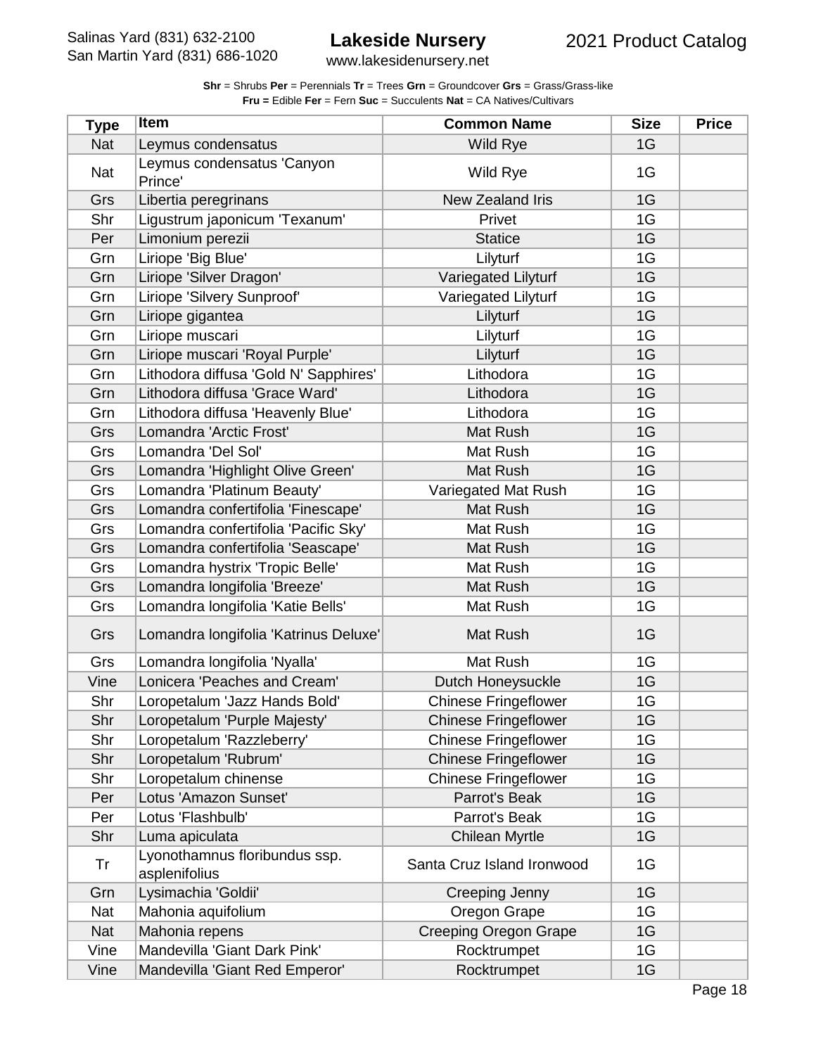**Shr** = Shrubs **Per** = Perennials **Tr** = Trees **Grn** = Groundcover **Grs** = Grass/Grass-like
**Fru =** Edible **Fer** = Fern **Suc** = Succulents **Nat** = CA Natives/Cultivars

| Type | Item | Common Name | Size | Price |
|---|---|---|---|---|
| Nat | Leymus condensatus | Wild Rye | 1G | |
| Nat | Leymus condensatus 'Canyon Prince' | Wild Rye | 1G | |
| Grs | Libertia peregrinans | New Zealand Iris | 1G | |
| Shr | Ligustrum japonicum 'Texanum' | Privet | 1G | |
| Per | Limonium perezii | Statice | 1G | |
| Grn | Liriope 'Big Blue' | Lilyturf | 1G | |
| Grn | Liriope 'Silver Dragon' | Variegated Lilyturf | 1G | |
| Grn | Liriope 'Silvery Sunproof' | Variegated Lilyturf | 1G | |
| Grn | Liriope gigantea | Lilyturf | 1G | |
| Grn | Liriope muscari | Lilyturf | 1G | |
| Grn | Liriope muscari 'Royal Purple' | Lilyturf | 1G | |
| Grn | Lithodora diffusa 'Gold N' Sapphires' | Lithodora | 1G | |
| Grn | Lithodora diffusa 'Grace Ward' | Lithodora | 1G | |
| Grn | Lithodora diffusa 'Heavenly Blue' | Lithodora | 1G | |
| Grs | Lomandra 'Arctic Frost' | Mat Rush | 1G | |
| Grs | Lomandra 'Del Sol' | Mat Rush | 1G | |
| Grs | Lomandra 'Highlight Olive Green' | Mat Rush | 1G | |
| Grs | Lomandra 'Platinum Beauty' | Variegated Mat Rush | 1G | |
| Grs | Lomandra confertifolia 'Finescape' | Mat Rush | 1G | |
| Grs | Lomandra confertifolia 'Pacific Sky' | Mat Rush | 1G | |
| Grs | Lomandra confertifolia 'Seascape' | Mat Rush | 1G | |
| Grs | Lomandra hystrix 'Tropic Belle' | Mat Rush | 1G | |
| Grs | Lomandra longifolia 'Breeze' | Mat Rush | 1G | |
| Grs | Lomandra longifolia 'Katie Bells' | Mat Rush | 1G | |
| Grs | Lomandra longifolia 'Katrinus Deluxe' | Mat Rush | 1G | |
| Grs | Lomandra longifolia 'Nyalla' | Mat Rush | 1G | |
| Vine | Lonicera 'Peaches and Cream' | Dutch Honeysuckle | 1G | |
| Shr | Loropetalum 'Jazz Hands Bold' | Chinese Fringeflower | 1G | |
| Shr | Loropetalum 'Purple Majesty' | Chinese Fringeflower | 1G | |
| Shr | Loropetalum 'Razzleberry' | Chinese Fringeflower | 1G | |
| Shr | Loropetalum 'Rubrum' | Chinese Fringeflower | 1G | |
| Shr | Loropetalum chinense | Chinese Fringeflower | 1G | |
| Per | Lotus 'Amazon Sunset' | Parrot's Beak | 1G | |
| Per | Lotus 'Flashbulb' | Parrot's Beak | 1G | |
| Shr | Luma apiculata | Chilean Myrtle | 1G | |
| Tr | Lyonothamnus floribundus ssp. asplenifolius | Santa Cruz Island Ironwood | 1G | |
| Grn | Lysimachia 'Goldii' | Creeping Jenny | 1G | |
| Nat | Mahonia aquifolium | Oregon Grape | 1G | |
| Nat | Mahonia repens | Creeping Oregon Grape | 1G | |
| Vine | Mandevilla 'Giant Dark Pink' | Rocktrumpet | 1G | |
| Vine | Mandevilla 'Giant Red Emperor' | Rocktrumpet | 1G | |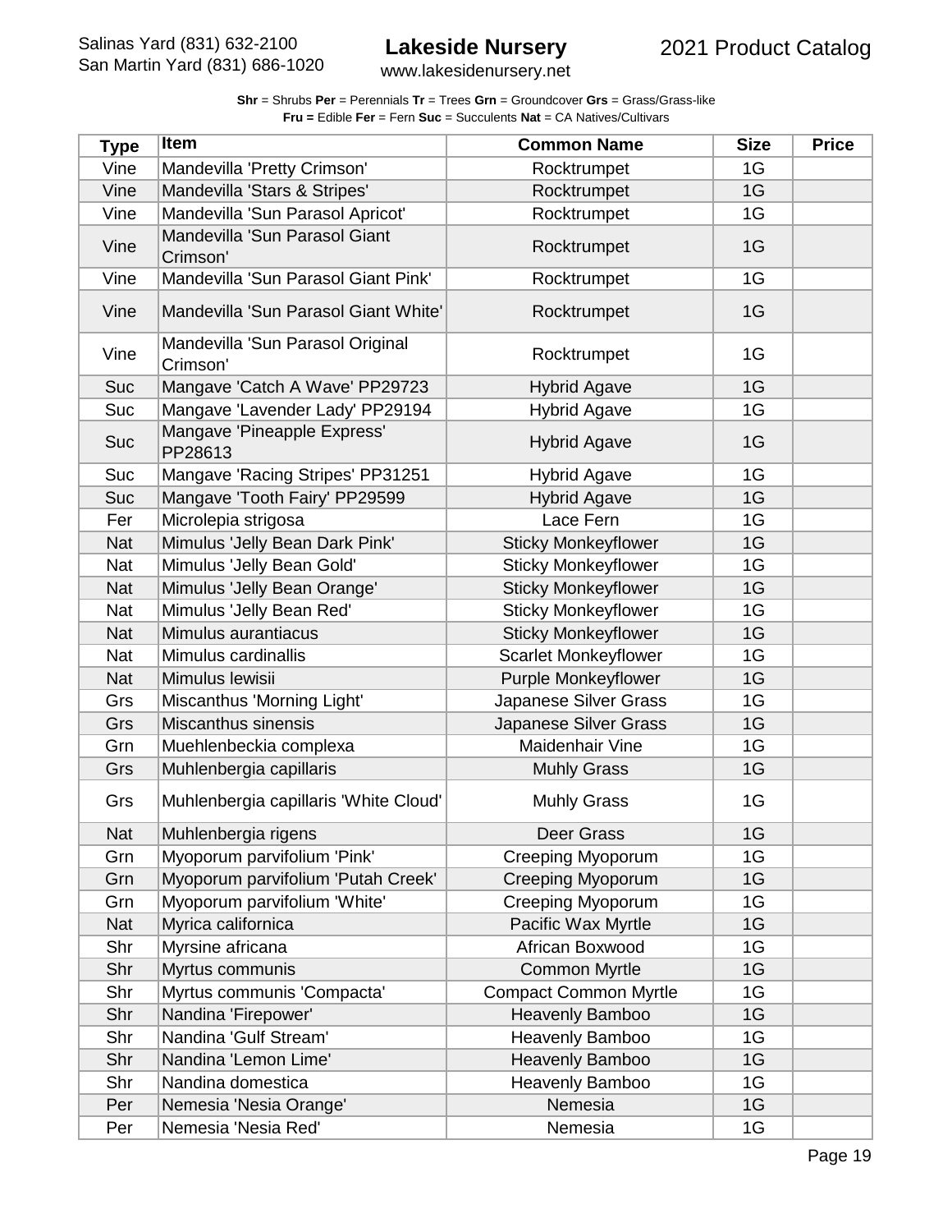**Shr** = Shrubs **Per** = Perennials **Tr** = Trees **Grn** = Groundcover **Grs** = Grass/Grass-like
**Fru =** Edible **Fer** = Fern **Suc** = Succulents **Nat** = CA Natives/Cultivars

| Type | Item | Common Name | Size | Price |
|---|---|---|---|---|
| Vine | Mandevilla 'Pretty Crimson' | Rocktrumpet | 1G | |
| Vine | Mandevilla 'Stars & Stripes' | Rocktrumpet | 1G | |
| Vine | Mandevilla 'Sun Parasol Apricot' | Rocktrumpet | 1G | |
| Vine | Mandevilla 'Sun Parasol Giant Crimson' | Rocktrumpet | 1G | |
| Vine | Mandevilla 'Sun Parasol Giant Pink' | Rocktrumpet | 1G | |
| Vine | Mandevilla 'Sun Parasol Giant White' | Rocktrumpet | 1G | |
| Vine | Mandevilla 'Sun Parasol Original Crimson' | Rocktrumpet | 1G | |
| Suc | Mangave 'Catch A Wave' PP29723 | Hybrid Agave | 1G | |
| Suc | Mangave 'Lavender Lady' PP29194 | Hybrid Agave | 1G | |
| Suc | Mangave 'Pineapple Express' PP28613 | Hybrid Agave | 1G | |
| Suc | Mangave 'Racing Stripes' PP31251 | Hybrid Agave | 1G | |
| Suc | Mangave 'Tooth Fairy' PP29599 | Hybrid Agave | 1G | |
| Fer | Microlepia strigosa | Lace Fern | 1G | |
| Nat | Mimulus 'Jelly Bean Dark Pink' | Sticky Monkeyflower | 1G | |
| Nat | Mimulus 'Jelly Bean Gold' | Sticky Monkeyflower | 1G | |
| Nat | Mimulus 'Jelly Bean Orange' | Sticky Monkeyflower | 1G | |
| Nat | Mimulus 'Jelly Bean Red' | Sticky Monkeyflower | 1G | |
| Nat | Mimulus aurantiacus | Sticky Monkeyflower | 1G | |
| Nat | Mimulus cardinallis | Scarlet Monkeyflower | 1G | |
| Nat | Mimulus lewisii | Purple Monkeyflower | 1G | |
| Grs | Miscanthus 'Morning Light' | Japanese Silver Grass | 1G | |
| Grs | Miscanthus sinensis | Japanese Silver Grass | 1G | |
| Grn | Muehlenbeckia complexa | Maidenhair Vine | 1G | |
| Grs | Muhlenbergia capillaris | Muhly Grass | 1G | |
| Grs | Muhlenbergia capillaris 'White Cloud' | Muhly Grass | 1G | |
| Nat | Muhlenbergia rigens | Deer Grass | 1G | |
| Grn | Myoporum parvifolium 'Pink' | Creeping Myoporum | 1G | |
| Grn | Myoporum parvifolium 'Putah Creek' | Creeping Myoporum | 1G | |
| Grn | Myoporum parvifolium 'White' | Creeping Myoporum | 1G | |
| Nat | Myrica californica | Pacific Wax Myrtle | 1G | |
| Shr | Myrsine africana | African Boxwood | 1G | |
| Shr | Myrtus communis | Common Myrtle | 1G | |
| Shr | Myrtus communis 'Compacta' | Compact Common Myrtle | 1G | |
| Shr | Nandina 'Firepower' | Heavenly Bamboo | 1G | |
| Shr | Nandina 'Gulf Stream' | Heavenly Bamboo | 1G | |
| Shr | Nandina 'Lemon Lime' | Heavenly Bamboo | 1G | |
| Shr | Nandina domestica | Heavenly Bamboo | 1G | |
| Per | Nemesia 'Nesia Orange' | Nemesia | 1G | |
| Per | Nemesia 'Nesia Red' | Nemesia | 1G | |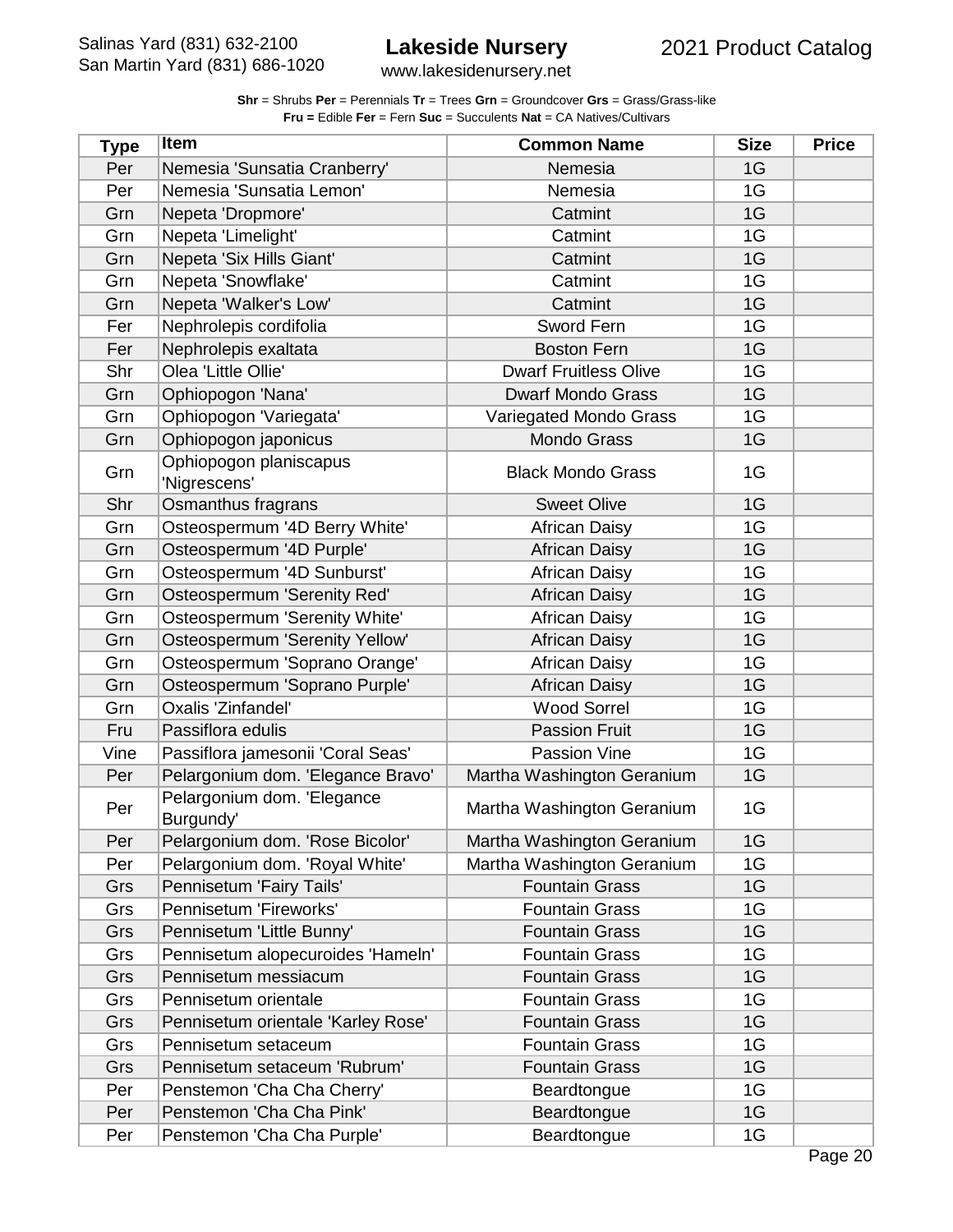**Shr** = Shrubs **Per** = Perennials **Tr** = Trees **Grn** = Groundcover **Grs** = Grass/Grass-like
**Fru =** Edible **Fer** = Fern **Suc** = Succulents **Nat** = CA Natives/Cultivars

| Type | Item | Common Name | Size | Price |
|---|---|---|---|---|
| Per | Nemesia 'Sunsatia Cranberry' | Nemesia | 1G | |
| Per | Nemesia 'Sunsatia Lemon' | Nemesia | 1G | |
| Grn | Nepeta 'Dropmore' | Catmint | 1G | |
| Grn | Nepeta 'Limelight' | Catmint | 1G | |
| Grn | Nepeta 'Six Hills Giant' | Catmint | 1G | |
| Grn | Nepeta 'Snowflake' | Catmint | 1G | |
| Grn | Nepeta 'Walker's Low' | Catmint | 1G | |
| Fer | Nephrolepis cordifolia | Sword Fern | 1G | |
| Fer | Nephrolepis exaltata | Boston Fern | 1G | |
| Shr | Olea 'Little Ollie' | Dwarf Fruitless Olive | 1G | |
| Grn | Ophiopogon 'Nana' | Dwarf Mondo Grass | 1G | |
| Grn | Ophiopogon 'Variegata' | Variegated Mondo Grass | 1G | |
| Grn | Ophiopogon japonicus | Mondo Grass | 1G | |
| Grn | Ophiopogon planiscapus 'Nigrescens' | Black Mondo Grass | 1G | |
| Shr | Osmanthus fragrans | Sweet Olive | 1G | |
| Grn | Osteospermum '4D Berry White' | African Daisy | 1G | |
| Grn | Osteospermum '4D Purple' | African Daisy | 1G | |
| Grn | Osteospermum '4D Sunburst' | African Daisy | 1G | |
| Grn | Osteospermum 'Serenity Red' | African Daisy | 1G | |
| Grn | Osteospermum 'Serenity White' | African Daisy | 1G | |
| Grn | Osteospermum 'Serenity Yellow' | African Daisy | 1G | |
| Grn | Osteospermum 'Soprano Orange' | African Daisy | 1G | |
| Grn | Osteospermum 'Soprano Purple' | African Daisy | 1G | |
| Grn | Oxalis 'Zinfandel' | Wood Sorrel | 1G | |
| Fru | Passiflora edulis | Passion Fruit | 1G | |
| Vine | Passiflora jamesonii 'Coral Seas' | Passion Vine | 1G | |
| Per | Pelargonium dom. 'Elegance Bravo' | Martha Washington Geranium | 1G | |
| Per | Pelargonium dom. 'Elegance Burgundy' | Martha Washington Geranium | 1G | |
| Per | Pelargonium dom. 'Rose Bicolor' | Martha Washington Geranium | 1G | |
| Per | Pelargonium dom. 'Royal White' | Martha Washington Geranium | 1G | |
| Grs | Pennisetum 'Fairy Tails' | Fountain Grass | 1G | |
| Grs | Pennisetum 'Fireworks' | Fountain Grass | 1G | |
| Grs | Pennisetum 'Little Bunny' | Fountain Grass | 1G | |
| Grs | Pennisetum alopecuroides 'Hameln' | Fountain Grass | 1G | |
| Grs | Pennisetum messiacum | Fountain Grass | 1G | |
| Grs | Pennisetum orientale | Fountain Grass | 1G | |
| Grs | Pennisetum orientale 'Karley Rose' | Fountain Grass | 1G | |
| Grs | Pennisetum setaceum | Fountain Grass | 1G | |
| Grs | Pennisetum setaceum 'Rubrum' | Fountain Grass | 1G | |
| Per | Penstemon 'Cha Cha Cherry' | Beardtongue | 1G | |
| Per | Penstemon 'Cha Cha Pink' | Beardtongue | 1G | |
| Per | Penstemon 'Cha Cha Purple' | Beardtongue | 1G | |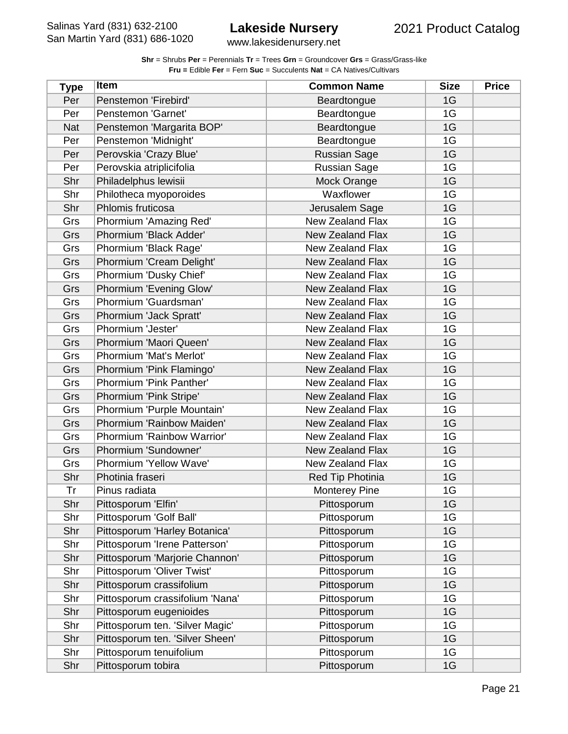**Shr** = Shrubs **Per** = Perennials **Tr** = Trees **Grn** = Groundcover **Grs** = Grass/Grass-like
**Fru =** Edible **Fer** = Fern **Suc** = Succulents **Nat** = CA Natives/Cultivars

| Type | Item | Common Name | Size | Price |
|---|---|---|---|---|
| Per | Penstemon 'Firebird' | Beardtongue | 1G | |
| Per | Penstemon 'Garnet' | Beardtongue | 1G | |
| Nat | Penstemon 'Margarita BOP' | Beardtongue | 1G | |
| Per | Penstemon 'Midnight' | Beardtongue | 1G | |
| Per | Perovskia 'Crazy Blue' | Russian Sage | 1G | |
| Per | Perovskia atriplicifolia | Russian Sage | 1G | |
| Shr | Philadelphus lewisii | Mock Orange | 1G | |
| Shr | Philotheca myoporoides | Waxflower | 1G | |
| Shr | Phlomis fruticosa | Jerusalem Sage | 1G | |
| Grs | Phormium 'Amazing Red' | New Zealand Flax | 1G | |
| Grs | Phormium 'Black Adder' | New Zealand Flax | 1G | |
| Grs | Phormium 'Black Rage' | New Zealand Flax | 1G | |
| Grs | Phormium 'Cream Delight' | New Zealand Flax | 1G | |
| Grs | Phormium 'Dusky Chief' | New Zealand Flax | 1G | |
| Grs | Phormium 'Evening Glow' | New Zealand Flax | 1G | |
| Grs | Phormium 'Guardsman' | New Zealand Flax | 1G | |
| Grs | Phormium 'Jack Spratt' | New Zealand Flax | 1G | |
| Grs | Phormium 'Jester' | New Zealand Flax | 1G | |
| Grs | Phormium 'Maori Queen' | New Zealand Flax | 1G | |
| Grs | Phormium 'Mat's Merlot' | New Zealand Flax | 1G | |
| Grs | Phormium 'Pink Flamingo' | New Zealand Flax | 1G | |
| Grs | Phormium 'Pink Panther' | New Zealand Flax | 1G | |
| Grs | Phormium 'Pink Stripe' | New Zealand Flax | 1G | |
| Grs | Phormium 'Purple Mountain' | New Zealand Flax | 1G | |
| Grs | Phormium 'Rainbow Maiden' | New Zealand Flax | 1G | |
| Grs | Phormium 'Rainbow Warrior' | New Zealand Flax | 1G | |
| Grs | Phormium 'Sundowner' | New Zealand Flax | 1G | |
| Grs | Phormium 'Yellow Wave' | New Zealand Flax | 1G | |
| Shr | Photinia fraseri | Red Tip Photinia | 1G | |
| Tr | Pinus radiata | Monterey Pine | 1G | |
| Shr | Pittosporum 'Elfin' | Pittosporum | 1G | |
| Shr | Pittosporum 'Golf Ball' | Pittosporum | 1G | |
| Shr | Pittosporum 'Harley Botanica' | Pittosporum | 1G | |
| Shr | Pittosporum 'Irene Patterson' | Pittosporum | 1G | |
| Shr | Pittosporum 'Marjorie Channon' | Pittosporum | 1G | |
| Shr | Pittosporum 'Oliver Twist' | Pittosporum | 1G | |
| Shr | Pittosporum crassifolium | Pittosporum | 1G | |
| Shr | Pittosporum crassifolium 'Nana' | Pittosporum | 1G | |
| Shr | Pittosporum eugenioides | Pittosporum | 1G | |
| Shr | Pittosporum ten. 'Silver Magic' | Pittosporum | 1G | |
| Shr | Pittosporum ten. 'Silver Sheen' | Pittosporum | 1G | |
| Shr | Pittosporum tenuifolium | Pittosporum | 1G | |
| Shr | Pittosporum tobira | Pittosporum | 1G | |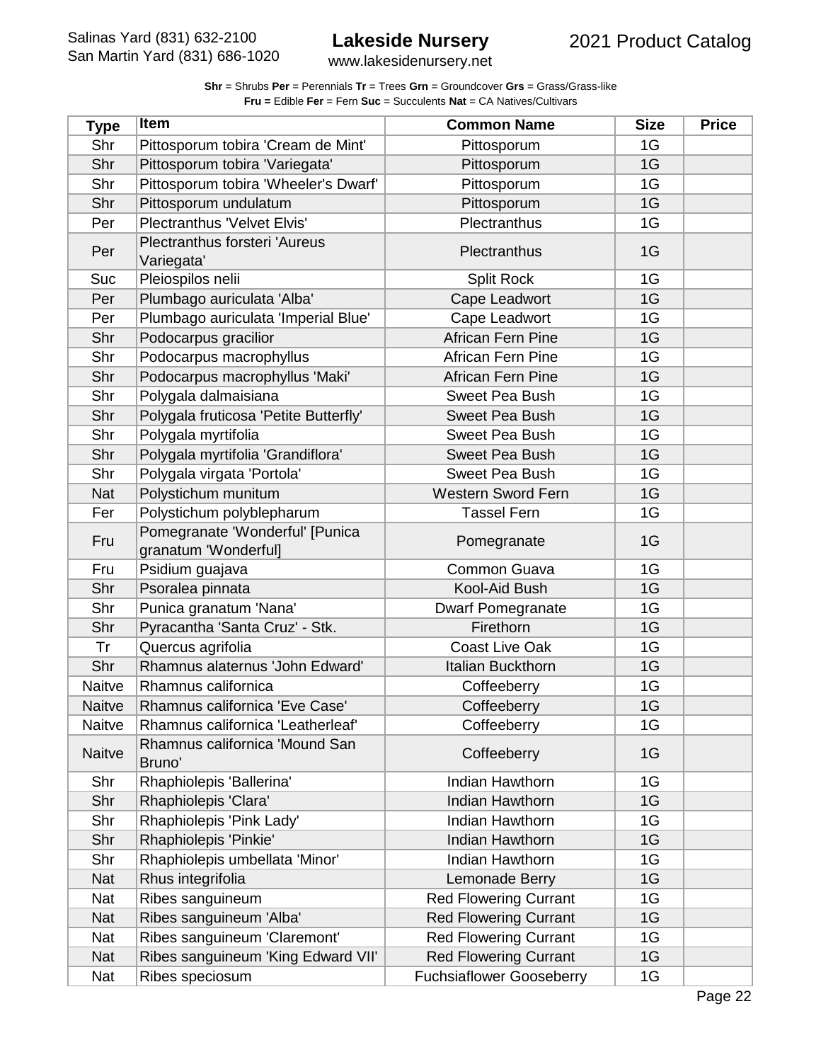**Shr** = Shrubs **Per** = Perennials **Tr** = Trees **Grn** = Groundcover **Grs** = Grass/Grass-like
**Fru =** Edible **Fer** = Fern **Suc** = Succulents **Nat** = CA Natives/Cultivars

| Type | Item | Common Name | Size | Price |
|---|---|---|---|---|
| Shr | Pittosporum tobira 'Cream de Mint' | Pittosporum | 1G | |
| Shr | Pittosporum tobira 'Variegata' | Pittosporum | 1G | |
| Shr | Pittosporum tobira 'Wheeler's Dwarf' | Pittosporum | 1G | |
| Shr | Pittosporum undulatum | Pittosporum | 1G | |
| Per | Plectranthus 'Velvet Elvis' | Plectranthus | 1G | |
| Per | Plectranthus forsteri 'Aureus Variegata' | Plectranthus | 1G | |
| Suc | Pleiospilos nelii | Split Rock | 1G | |
| Per | Plumbago auriculata 'Alba' | Cape Leadwort | 1G | |
| Per | Plumbago auriculata 'Imperial Blue' | Cape Leadwort | 1G | |
| Shr | Podocarpus gracilior | African Fern Pine | 1G | |
| Shr | Podocarpus macrophyllus | African Fern Pine | 1G | |
| Shr | Podocarpus macrophyllus 'Maki' | African Fern Pine | 1G | |
| Shr | Polygala dalmaisiana | Sweet Pea Bush | 1G | |
| Shr | Polygala fruticosa 'Petite Butterfly' | Sweet Pea Bush | 1G | |
| Shr | Polygala myrtifolia | Sweet Pea Bush | 1G | |
| Shr | Polygala myrtifolia 'Grandiflora' | Sweet Pea Bush | 1G | |
| Shr | Polygala virgata 'Portola' | Sweet Pea Bush | 1G | |
| Nat | Polystichum munitum | Western Sword Fern | 1G | |
| Fer | Polystichum polyblepharum | Tassel Fern | 1G | |
| Fru | Pomegranate 'Wonderful' [Punica granatum 'Wonderful] | Pomegranate | 1G | |
| Fru | Psidium guajava | Common Guava | 1G | |
| Shr | Psoralea pinnata | Kool-Aid Bush | 1G | |
| Shr | Punica granatum 'Nana' | Dwarf Pomegranate | 1G | |
| Shr | Pyracantha 'Santa Cruz' - Stk. | Firethorn | 1G | |
| Tr | Quercus agrifolia | Coast Live Oak | 1G | |
| Shr | Rhamnus alaternus 'John Edward' | Italian Buckthorn | 1G | |
| Naitve | Rhamnus californica | Coffeeberry | 1G | |
| Naitve | Rhamnus californica 'Eve Case' | Coffeeberry | 1G | |
| Naitve | Rhamnus californica 'Leatherleaf' | Coffeeberry | 1G | |
| Naitve | Rhamnus californica 'Mound San Bruno' | Coffeeberry | 1G | |
| Shr | Rhaphiolepis 'Ballerina' | Indian Hawthorn | 1G | |
| Shr | Rhaphiolepis 'Clara' | Indian Hawthorn | 1G | |
| Shr | Rhaphiolepis 'Pink Lady' | Indian Hawthorn | 1G | |
| Shr | Rhaphiolepis 'Pinkie' | Indian Hawthorn | 1G | |
| Shr | Rhaphiolepis umbellata 'Minor' | Indian Hawthorn | 1G | |
| Nat | Rhus integrifolia | Lemonade Berry | 1G | |
| Nat | Ribes sanguineum | Red Flowering Currant | 1G | |
| Nat | Ribes sanguineum 'Alba' | Red Flowering Currant | 1G | |
| Nat | Ribes sanguineum 'Claremont' | Red Flowering Currant | 1G | |
| Nat | Ribes sanguineum 'King Edward VII' | Red Flowering Currant | 1G | |
| Nat | Ribes speciosum | Fuchsiaflower Gooseberry | 1G | |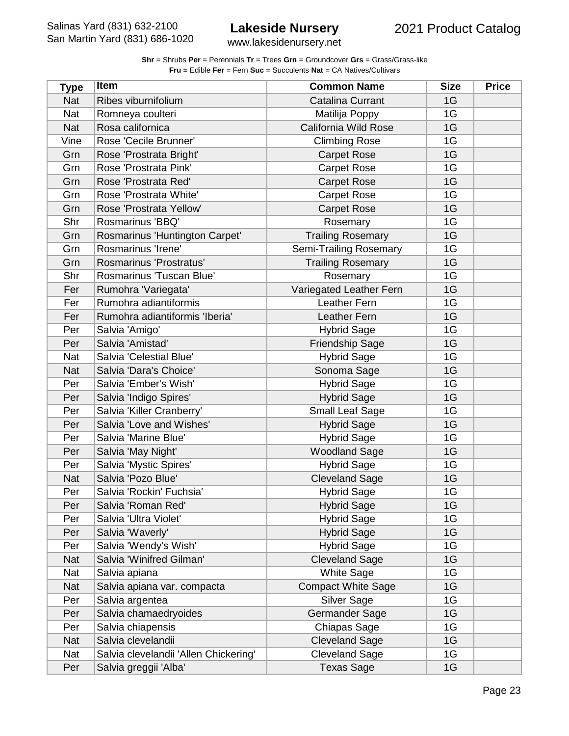**Shr** = Shrubs **Per** = Perennials **Tr** = Trees **Grn** = Groundcover **Grs** = Grass/Grass-like
**Fru =** Edible **Fer** = Fern **Suc** = Succulents **Nat** = CA Natives/Cultivars

| Type | Item | Common Name | Size | Price |
|---|---|---|---|---|
| Nat | Ribes viburnifolium | Catalina Currant | 1G | |
| Nat | Romneya coulteri | Matilija Poppy | 1G | |
| Nat | Rosa californica | California Wild Rose | 1G | |
| Vine | Rose 'Cecile Brunner' | Climbing Rose | 1G | |
| Grn | Rose 'Prostrata Bright' | Carpet Rose | 1G | |
| Grn | Rose 'Prostrata Pink' | Carpet Rose | 1G | |
| Grn | Rose 'Prostrata Red' | Carpet Rose | 1G | |
| Grn | Rose 'Prostrata White' | Carpet Rose | 1G | |
| Grn | Rose 'Prostrata Yellow' | Carpet Rose | 1G | |
| Shr | Rosmarinus 'BBQ' | Rosemary | 1G | |
| Grn | Rosmarinus 'Huntington Carpet' | Trailing Rosemary | 1G | |
| Grn | Rosmarinus 'Irene' | Semi-Trailing Rosemary | 1G | |
| Grn | Rosmarinus 'Prostratus' | Trailing Rosemary | 1G | |
| Shr | Rosmarinus 'Tuscan Blue' | Rosemary | 1G | |
| Fer | Rumohra 'Variegata' | Variegated Leather Fern | 1G | |
| Fer | Rumohra adiantiformis | Leather Fern | 1G | |
| Fer | Rumohra adiantiformis 'Iberia' | Leather Fern | 1G | |
| Per | Salvia 'Amigo' | Hybrid Sage | 1G | |
| Per | Salvia 'Amistad' | Friendship Sage | 1G | |
| Nat | Salvia 'Celestial Blue' | Hybrid Sage | 1G | |
| Nat | Salvia 'Dara's Choice' | Sonoma Sage | 1G | |
| Per | Salvia 'Ember's Wish' | Hybrid Sage | 1G | |
| Per | Salvia 'Indigo Spires' | Hybrid Sage | 1G | |
| Per | Salvia 'Killer Cranberry' | Small Leaf Sage | 1G | |
| Per | Salvia 'Love and Wishes' | Hybrid Sage | 1G | |
| Per | Salvia 'Marine Blue' | Hybrid Sage | 1G | |
| Per | Salvia 'May Night' | Woodland Sage | 1G | |
| Per | Salvia 'Mystic Spires' | Hybrid Sage | 1G | |
| Nat | Salvia 'Pozo Blue' | Cleveland Sage | 1G | |
| Per | Salvia 'Rockin' Fuchsia' | Hybrid Sage | 1G | |
| Per | Salvia 'Roman Red' | Hybrid Sage | 1G | |
| Per | Salvia 'Ultra Violet' | Hybrid Sage | 1G | |
| Per | Salvia 'Waverly' | Hybrid Sage | 1G | |
| Per | Salvia 'Wendy's Wish' | Hybrid Sage | 1G | |
| Nat | Salvia 'Winifred Gilman' | Cleveland Sage | 1G | |
| Nat | Salvia apiana | White Sage | 1G | |
| Nat | Salvia apiana var. compacta | Compact White Sage | 1G | |
| Per | Salvia argentea | Silver Sage | 1G | |
| Per | Salvia chamaedryoides | Germander Sage | 1G | |
| Per | Salvia chiapensis | Chiapas Sage | 1G | |
| Nat | Salvia clevelandii | Cleveland Sage | 1G | |
| Nat | Salvia clevelandii 'Allen Chickering' | Cleveland Sage | 1G | |
| Per | Salvia greggii 'Alba' | Texas Sage | 1G | |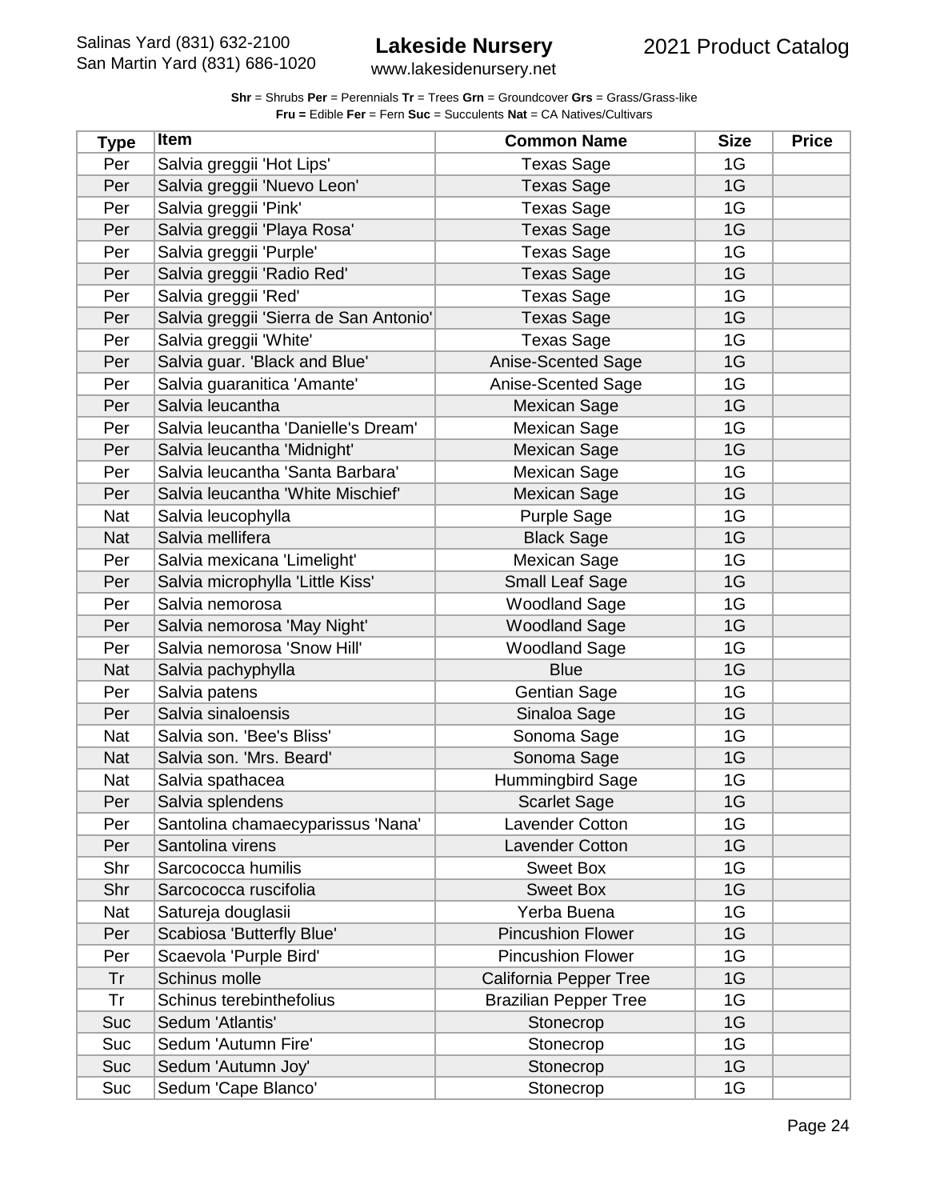**Shr** = Shrubs **Per** = Perennials **Tr** = Trees **Grn** = Groundcover **Grs** = Grass/Grass-like
**Fru =** Edible **Fer** = Fern **Suc** = Succulents **Nat** = CA Natives/Cultivars

| Type | Item | Common Name | Size | Price |
|---|---|---|---|---|
| Per | Salvia greggii 'Hot Lips' | Texas Sage | 1G | |
| Per | Salvia greggii 'Nuevo Leon' | Texas Sage | 1G | |
| Per | Salvia greggii 'Pink' | Texas Sage | 1G | |
| Per | Salvia greggii 'Playa Rosa' | Texas Sage | 1G | |
| Per | Salvia greggii 'Purple' | Texas Sage | 1G | |
| Per | Salvia greggii 'Radio Red' | Texas Sage | 1G | |
| Per | Salvia greggii 'Red' | Texas Sage | 1G | |
| Per | Salvia greggii 'Sierra de San Antonio' | Texas Sage | 1G | |
| Per | Salvia greggii 'White' | Texas Sage | 1G | |
| Per | Salvia guar. 'Black and Blue' | Anise-Scented Sage | 1G | |
| Per | Salvia guaranitica 'Amante' | Anise-Scented Sage | 1G | |
| Per | Salvia leucantha | Mexican Sage | 1G | |
| Per | Salvia leucantha 'Danielle's Dream' | Mexican Sage | 1G | |
| Per | Salvia leucantha 'Midnight' | Mexican Sage | 1G | |
| Per | Salvia leucantha 'Santa Barbara' | Mexican Sage | 1G | |
| Per | Salvia leucantha 'White Mischief' | Mexican Sage | 1G | |
| Nat | Salvia leucophylla | Purple Sage | 1G | |
| Nat | Salvia mellifera | Black Sage | 1G | |
| Per | Salvia mexicana 'Limelight' | Mexican Sage | 1G | |
| Per | Salvia microphylla 'Little Kiss' | Small Leaf Sage | 1G | |
| Per | Salvia nemorosa | Woodland Sage | 1G | |
| Per | Salvia nemorosa 'May Night' | Woodland Sage | 1G | |
| Per | Salvia nemorosa 'Snow Hill' | Woodland Sage | 1G | |
| Nat | Salvia pachyphylla | Blue | 1G | |
| Per | Salvia patens | Gentian Sage | 1G | |
| Per | Salvia sinaloensis | Sinaloa Sage | 1G | |
| Nat | Salvia son. 'Bee's Bliss' | Sonoma Sage | 1G | |
| Nat | Salvia son. 'Mrs. Beard' | Sonoma Sage | 1G | |
| Nat | Salvia spathacea | Hummingbird Sage | 1G | |
| Per | Salvia splendens | Scarlet Sage | 1G | |
| Per | Santolina chamaecyparissus 'Nana' | Lavender Cotton | 1G | |
| Per | Santolina virens | Lavender Cotton | 1G | |
| Shr | Sarcococca humilis | Sweet Box | 1G | |
| Shr | Sarcococca ruscifolia | Sweet Box | 1G | |
| Nat | Satureja douglasii | Yerba Buena | 1G | |
| Per | Scabiosa 'Butterfly Blue' | Pincushion Flower | 1G | |
| Per | Scaevola 'Purple Bird' | Pincushion Flower | 1G | |
| Tr | Schinus molle | California Pepper Tree | 1G | |
| Tr | Schinus terebinthefolius | Brazilian Pepper Tree | 1G | |
| Suc | Sedum 'Atlantis' | Stonecrop | 1G | |
| Suc | Sedum 'Autumn Fire' | Stonecrop | 1G | |
| Suc | Sedum 'Autumn Joy' | Stonecrop | 1G | |
| Suc | Sedum 'Cape Blanco' | Stonecrop | 1G | |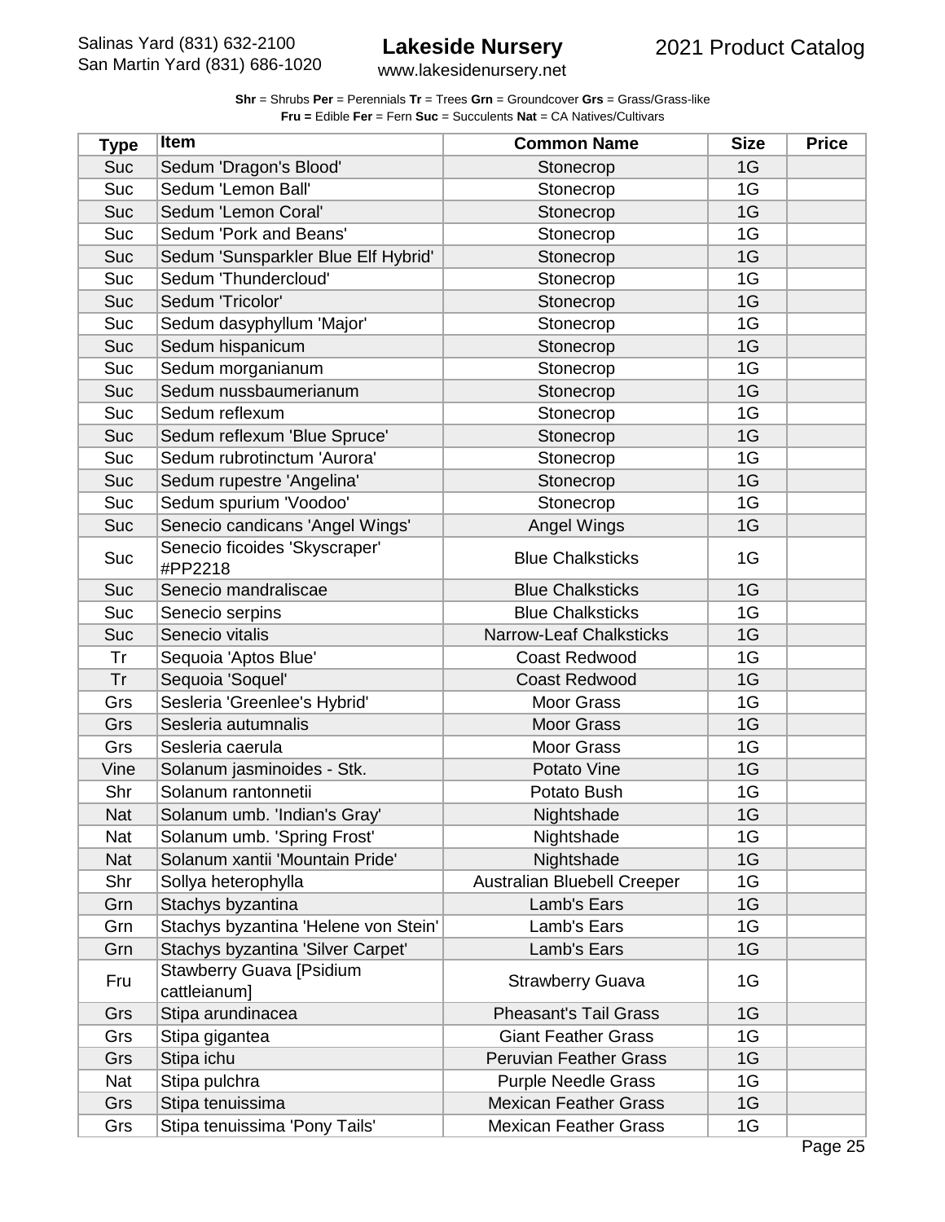**Shr** = Shrubs **Per** = Perennials **Tr** = Trees **Grn** = Groundcover **Grs** = Grass/Grass-like
**Fru =** Edible **Fer** = Fern **Suc** = Succulents **Nat** = CA Natives/Cultivars

| Type | Item | Common Name | Size | Price |
|---|---|---|---|---|
| Suc | Sedum 'Dragon's Blood' | Stonecrop | 1G | |
| Suc | Sedum 'Lemon Ball' | Stonecrop | 1G | |
| Suc | Sedum 'Lemon Coral' | Stonecrop | 1G | |
| Suc | Sedum 'Pork and Beans' | Stonecrop | 1G | |
| Suc | Sedum 'Sunsparkler Blue Elf Hybrid' | Stonecrop | 1G | |
| Suc | Sedum 'Thundercloud' | Stonecrop | 1G | |
| Suc | Sedum 'Tricolor' | Stonecrop | 1G | |
| Suc | Sedum dasyphyllum 'Major' | Stonecrop | 1G | |
| Suc | Sedum hispanicum | Stonecrop | 1G | |
| Suc | Sedum morganianum | Stonecrop | 1G | |
| Suc | Sedum nussbaumerianum | Stonecrop | 1G | |
| Suc | Sedum reflexum | Stonecrop | 1G | |
| Suc | Sedum reflexum 'Blue Spruce' | Stonecrop | 1G | |
| Suc | Sedum rubrotinctum 'Aurora' | Stonecrop | 1G | |
| Suc | Sedum rupestre 'Angelina' | Stonecrop | 1G | |
| Suc | Sedum spurium 'Voodoo' | Stonecrop | 1G | |
| Suc | Senecio candicans 'Angel Wings' | Angel Wings | 1G | |
| Suc | Senecio ficoides 'Skyscraper' #PP2218 | Blue Chalksticks | 1G | |
| Suc | Senecio mandraliscae | Blue Chalksticks | 1G | |
| Suc | Senecio serpins | Blue Chalksticks | 1G | |
| Suc | Senecio vitalis | Narrow-Leaf Chalksticks | 1G | |
| Tr | Sequoia 'Aptos Blue' | Coast Redwood | 1G | |
| Tr | Sequoia 'Soquel' | Coast Redwood | 1G | |
| Grs | Sesleria 'Greenlee's Hybrid' | Moor Grass | 1G | |
| Grs | Sesleria autumnalis | Moor Grass | 1G | |
| Grs | Sesleria caerula | Moor Grass | 1G | |
| Vine | Solanum jasminoides - Stk. | Potato Vine | 1G | |
| Shr | Solanum rantonnetii | Potato Bush | 1G | |
| Nat | Solanum umb. 'Indian's Gray' | Nightshade | 1G | |
| Nat | Solanum umb. 'Spring Frost' | Nightshade | 1G | |
| Nat | Solanum xantii 'Mountain Pride' | Nightshade | 1G | |
| Shr | Sollya heterophylla | Australian Bluebell Creeper | 1G | |
| Grn | Stachys byzantina | Lamb's Ears | 1G | |
| Grn | Stachys byzantina 'Helene von Stein' | Lamb's Ears | 1G | |
| Grn | Stachys byzantina 'Silver Carpet' | Lamb's Ears | 1G | |
| Fru | Stawberry Guava [Psidium cattleianum] | Strawberry Guava | 1G | |
| Grs | Stipa arundinacea | Pheasant's Tail Grass | 1G | |
| Grs | Stipa gigantea | Giant Feather Grass | 1G | |
| Grs | Stipa ichu | Peruvian Feather Grass | 1G | |
| Nat | Stipa pulchra | Purple Needle Grass | 1G | |
| Grs | Stipa tenuissima | Mexican Feather Grass | 1G | |
| Grs | Stipa tenuissima 'Pony Tails' | Mexican Feather Grass | 1G | |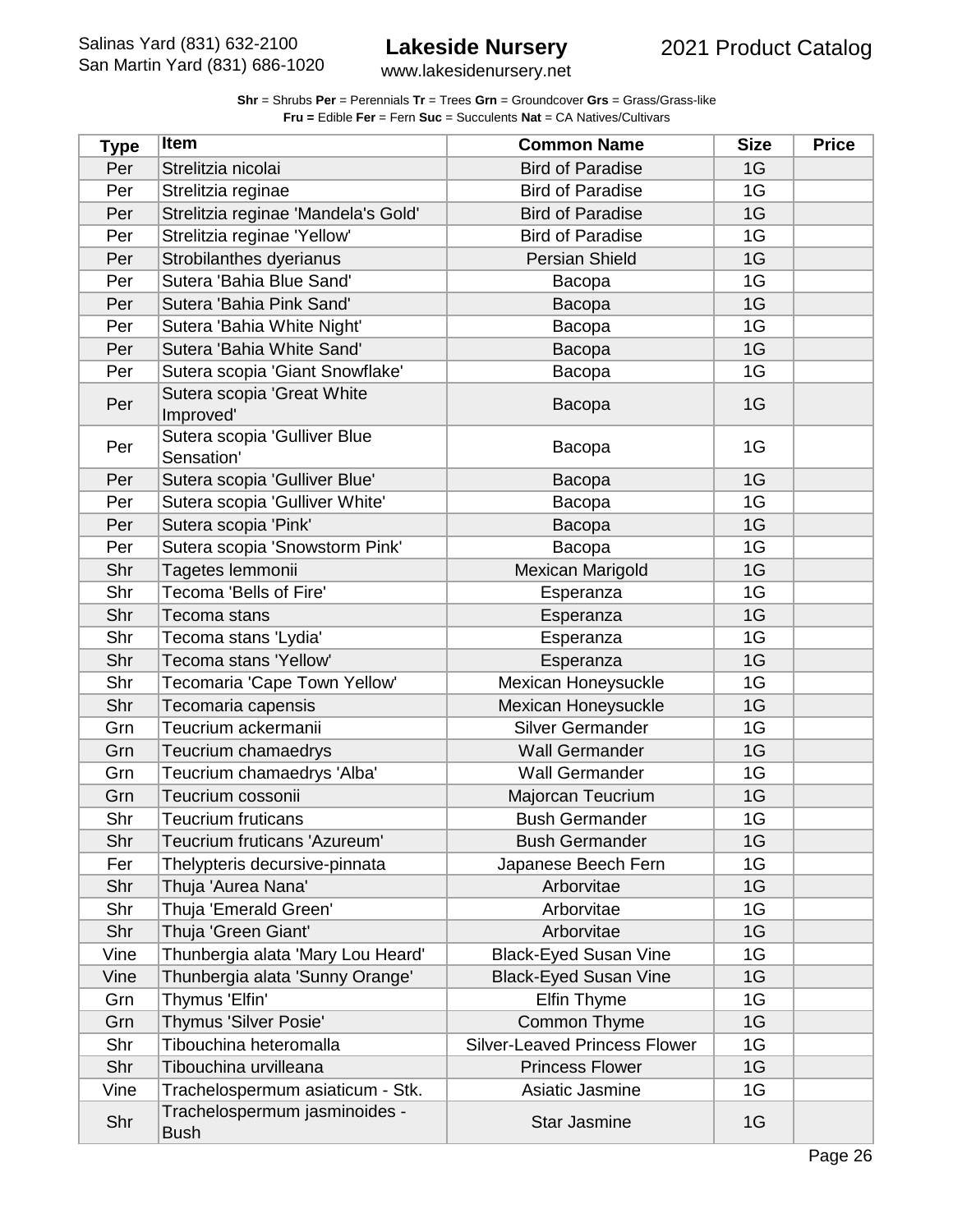**Shr** = Shrubs **Per** = Perennials **Tr** = Trees **Grn** = Groundcover **Grs** = Grass/Grass-like
**Fru =** Edible **Fer** = Fern **Suc** = Succulents **Nat** = CA Natives/Cultivars

| Type | Item | Common Name | Size | Price |
|---|---|---|---|---|
| Per | Strelitzia nicolai | Bird of Paradise | 1G | |
| Per | Strelitzia reginae | Bird of Paradise | 1G | |
| Per | Strelitzia reginae 'Mandela's Gold' | Bird of Paradise | 1G | |
| Per | Strelitzia reginae 'Yellow' | Bird of Paradise | 1G | |
| Per | Strobilanthes dyerianus | Persian Shield | 1G | |
| Per | Sutera 'Bahia Blue Sand' | Bacopa | 1G | |
| Per | Sutera 'Bahia Pink Sand' | Bacopa | 1G | |
| Per | Sutera 'Bahia White Night' | Bacopa | 1G | |
| Per | Sutera 'Bahia White Sand' | Bacopa | 1G | |
| Per | Sutera scopia 'Giant Snowflake' | Bacopa | 1G | |
| Per | Sutera scopia 'Great White Improved' | Bacopa | 1G | |
| Per | Sutera scopia 'Gulliver Blue Sensation' | Bacopa | 1G | |
| Per | Sutera scopia 'Gulliver Blue' | Bacopa | 1G | |
| Per | Sutera scopia 'Gulliver White' | Bacopa | 1G | |
| Per | Sutera scopia 'Pink' | Bacopa | 1G | |
| Per | Sutera scopia 'Snowstorm Pink' | Bacopa | 1G | |
| Shr | Tagetes lemmonii | Mexican Marigold | 1G | |
| Shr | Tecoma 'Bells of Fire' | Esperanza | 1G | |
| Shr | Tecoma stans | Esperanza | 1G | |
| Shr | Tecoma stans 'Lydia' | Esperanza | 1G | |
| Shr | Tecoma stans 'Yellow' | Esperanza | 1G | |
| Shr | Tecomaria 'Cape Town Yellow' | Mexican Honeysuckle | 1G | |
| Shr | Tecomaria capensis | Mexican Honeysuckle | 1G | |
| Grn | Teucrium ackermanii | Silver Germander | 1G | |
| Grn | Teucrium chamaedrys | Wall Germander | 1G | |
| Grn | Teucrium chamaedrys 'Alba' | Wall Germander | 1G | |
| Grn | Teucrium cossonii | Majorcan Teucrium | 1G | |
| Shr | Teucrium fruticans | Bush Germander | 1G | |
| Shr | Teucrium fruticans 'Azureum' | Bush Germander | 1G | |
| Fer | Thelypteris decursive-pinnata | Japanese Beech Fern | 1G | |
| Shr | Thuja 'Aurea Nana' | Arborvitae | 1G | |
| Shr | Thuja 'Emerald Green' | Arborvitae | 1G | |
| Shr | Thuja 'Green Giant' | Arborvitae | 1G | |
| Vine | Thunbergia alata 'Mary Lou Heard' | Black-Eyed Susan Vine | 1G | |
| Vine | Thunbergia alata 'Sunny Orange' | Black-Eyed Susan Vine | 1G | |
| Grn | Thymus 'Elfin' | Elfin Thyme | 1G | |
| Grn | Thymus 'Silver Posie' | Common Thyme | 1G | |
| Shr | Tibouchina heteromalla | Silver-Leaved Princess Flower | 1G | |
| Shr | Tibouchina urvilleana | Princess Flower | 1G | |
| Vine | Trachelospermum asiaticum - Stk. | Asiatic Jasmine | 1G | |
| Shr | Trachelospermum jasminoides - Bush | Star Jasmine | 1G | |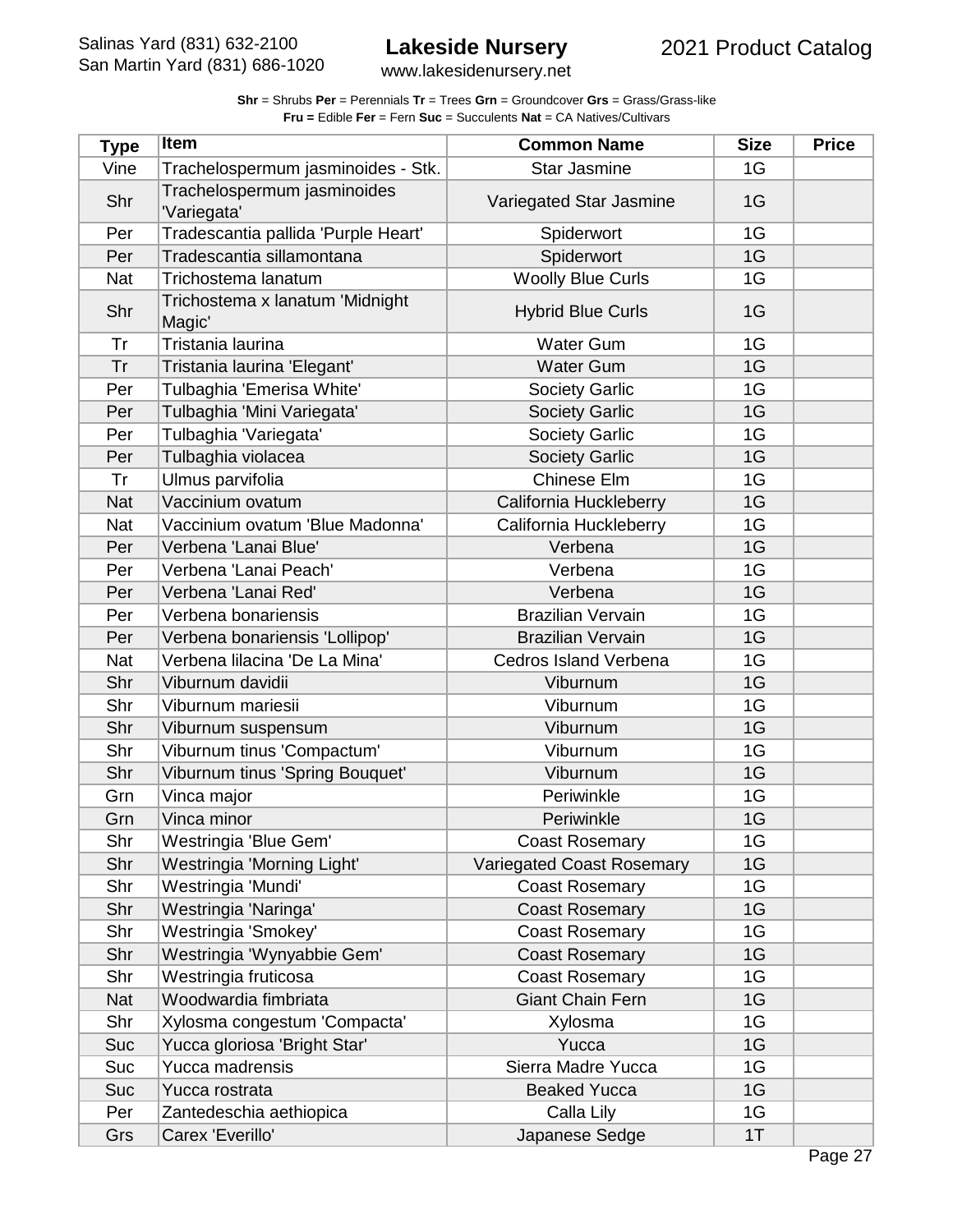**Shr** = Shrubs **Per** = Perennials **Tr** = Trees **Grn** = Groundcover **Grs** = Grass/Grass-like
**Fru =** Edible **Fer** = Fern **Suc** = Succulents **Nat** = CA Natives/Cultivars

| Type | Item | Common Name | Size | Price |
|---|---|---|---|---|
| Vine | Trachelospermum jasminoides - Stk. | Star Jasmine | 1G | |
| Shr | Trachelospermum jasminoides 'Variegata' | Variegated Star Jasmine | 1G | |
| Per | Tradescantia pallida 'Purple Heart' | Spiderwort | 1G | |
| Per | Tradescantia sillamontana | Spiderwort | 1G | |
| Nat | Trichostema lanatum | Woolly Blue Curls | 1G | |
| Shr | Trichostema x lanatum 'Midnight Magic' | Hybrid Blue Curls | 1G | |
| Tr | Tristania laurina | Water Gum | 1G | |
| Tr | Tristania laurina 'Elegant' | Water Gum | 1G | |
| Per | Tulbaghia 'Emerisa White' | Society Garlic | 1G | |
| Per | Tulbaghia 'Mini Variegata' | Society Garlic | 1G | |
| Per | Tulbaghia 'Variegata' | Society Garlic | 1G | |
| Per | Tulbaghia violacea | Society Garlic | 1G | |
| Tr | Ulmus parvifolia | Chinese Elm | 1G | |
| Nat | Vaccinium ovatum | California Huckleberry | 1G | |
| Nat | Vaccinium ovatum 'Blue Madonna' | California Huckleberry | 1G | |
| Per | Verbena 'Lanai Blue' | Verbena | 1G | |
| Per | Verbena 'Lanai Peach' | Verbena | 1G | |
| Per | Verbena 'Lanai Red' | Verbena | 1G | |
| Per | Verbena bonariensis | Brazilian Vervain | 1G | |
| Per | Verbena bonariensis 'Lollipop' | Brazilian Vervain | 1G | |
| Nat | Verbena lilacina 'De La Mina' | Cedros Island Verbena | 1G | |
| Shr | Viburnum davidii | Viburnum | 1G | |
| Shr | Viburnum mariesii | Viburnum | 1G | |
| Shr | Viburnum suspensum | Viburnum | 1G | |
| Shr | Viburnum tinus 'Compactum' | Viburnum | 1G | |
| Shr | Viburnum tinus 'Spring Bouquet' | Viburnum | 1G | |
| Grn | Vinca major | Periwinkle | 1G | |
| Grn | Vinca minor | Periwinkle | 1G | |
| Shr | Westringia 'Blue Gem' | Coast Rosemary | 1G | |
| Shr | Westringia 'Morning Light' | Variegated Coast Rosemary | 1G | |
| Shr | Westringia 'Mundi' | Coast Rosemary | 1G | |
| Shr | Westringia 'Naringa' | Coast Rosemary | 1G | |
| Shr | Westringia 'Smokey' | Coast Rosemary | 1G | |
| Shr | Westringia 'Wynyabbie Gem' | Coast Rosemary | 1G | |
| Shr | Westringia fruticosa | Coast Rosemary | 1G | |
| Nat | Woodwardia fimbriata | Giant Chain Fern | 1G | |
| Shr | Xylosma congestum 'Compacta' | Xylosma | 1G | |
| Suc | Yucca gloriosa 'Bright Star' | Yucca | 1G | |
| Suc | Yucca madrensis | Sierra Madre Yucca | 1G | |
| Suc | Yucca rostrata | Beaked Yucca | 1G | |
| Per | Zantedeschia aethiopica | Calla Lily | 1G | |
| Grs | Carex 'Everillo' | Japanese Sedge | 1T | |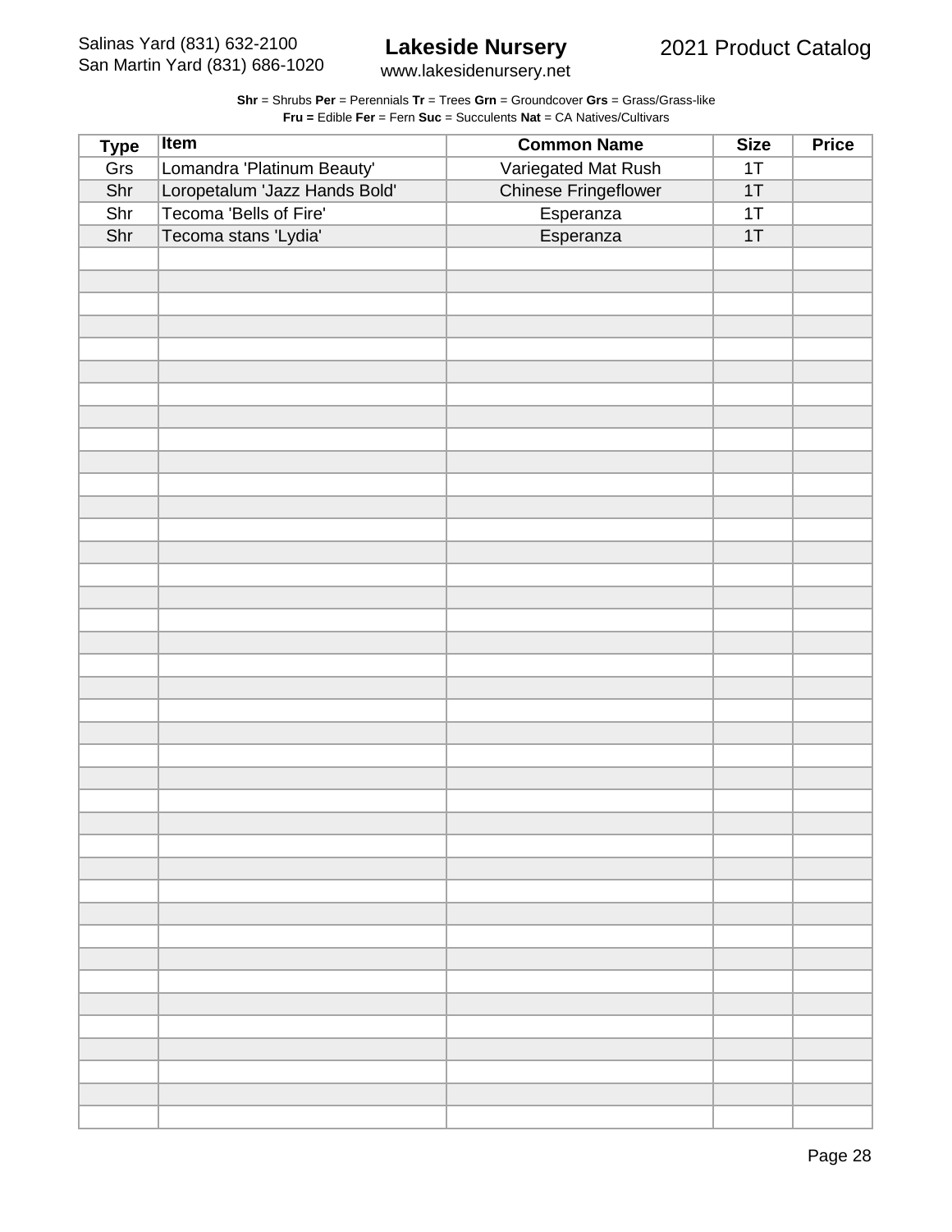**Shr** = Shrubs **Per** = Perennials **Tr** = Trees **Grn** = Groundcover **Grs** = Grass/Grass-like
**Fru =** Edible **Fer** = Fern **Suc** = Succulents **Nat** = CA Natives/Cultivars

| Type | Item | Common Name | Size | Price |
|---|---|---|---|---|
| Grs | Lomandra 'Platinum Beauty' | Variegated Mat Rush | 1T | |
| Shr | Loropetalum 'Jazz Hands Bold' | Chinese Fringeflower | 1T | |
| Shr | Tecoma 'Bells of Fire' | Esperanza | 1T | |
| Shr | Tecoma stans 'Lydia' | Esperanza | 1T | |